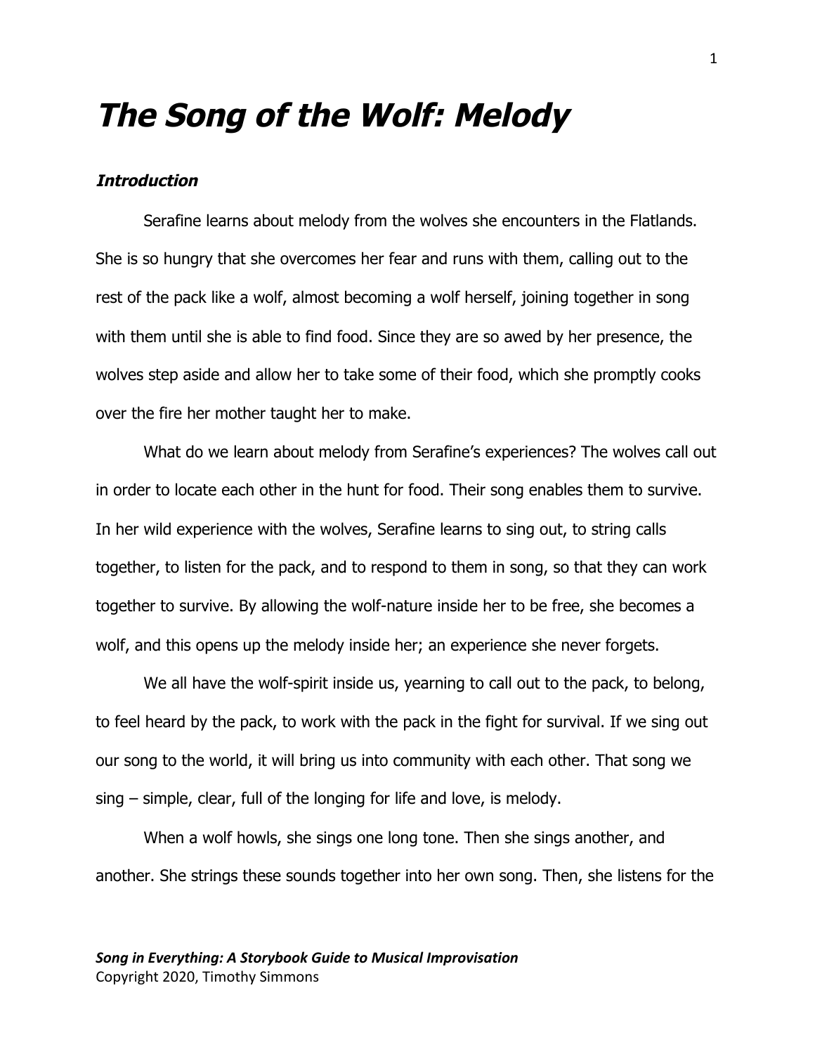# *The Song of the Wolf: Melody*

### *Introduction*

Serafine learns about melody from the wolves she encounters in the Flatlands. She is so hungry that she overcomes her fear and runs with them, calling out to the rest of the pack like a wolf, almost becoming a wolf herself, joining together in song with them until she is able to find food. Since they are so awed by her presence, the wolves step aside and allow her to take some of their food, which she promptly cooks over the fire her mother taught her to make.

What do we learn about melody from Serafine's experiences? The wolves call out in order to locate each other in the hunt for food. Their song enables them to survive. In her wild experience with the wolves, Serafine learns to sing out, to string calls together, to listen for the pack, and to respond to them in song, so that they can work together to survive. By allowing the wolf-nature inside her to be free, she becomes a wolf, and this opens up the melody inside her; an experience she never forgets.

We all have the wolf-spirit inside us, yearning to call out to the pack, to belong, to feel heard by the pack, to work with the pack in the fight for survival. If we sing out our song to the world, it will bring us into community with each other. That song we sing – simple, clear, full of the longing for life and love, is melody.

When a wolf howls, she sings one long tone. Then she sings another, and another. She strings these sounds together into her own song. Then, she listens for the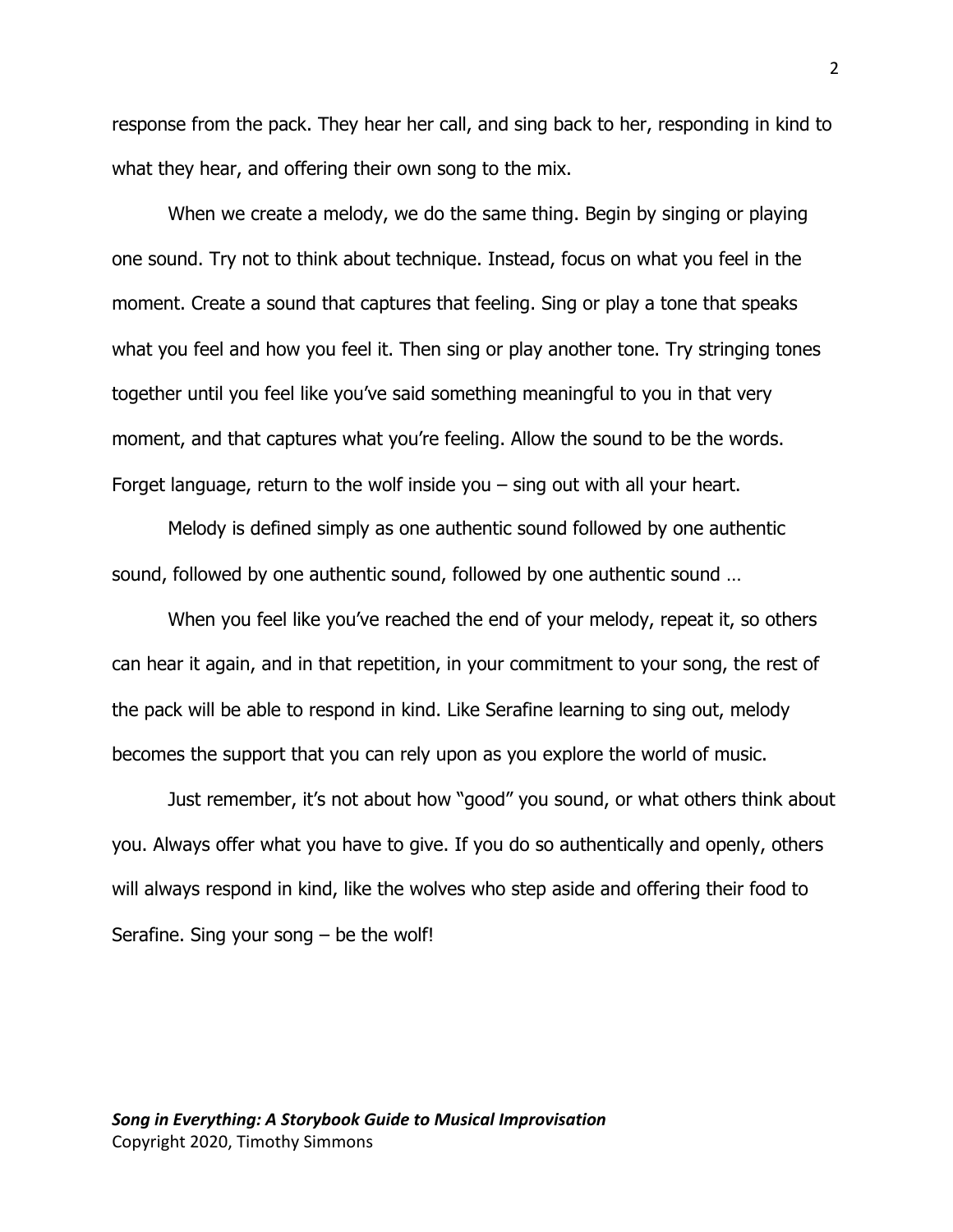response from the pack. They hear her call, and sing back to her, responding in kind to what they hear, and offering their own song to the mix.

When we create a melody, we do the same thing. Begin by singing or playing one sound. Try not to think about technique. Instead, focus on what you feel in the moment. Create a sound that captures that feeling. Sing or play a tone that speaks what you feel and how you feel it. Then sing or play another tone. Try stringing tones together until you feel like you've said something meaningful to you in that very moment, and that captures what you're feeling. Allow the sound to be the words. Forget language, return to the wolf inside you – sing out with all your heart.

Melody is defined simply as one authentic sound followed by one authentic sound, followed by one authentic sound, followed by one authentic sound …

When you feel like you've reached the end of your melody, repeat it, so others can hear it again, and in that repetition, in your commitment to your song, the rest of the pack will be able to respond in kind. Like Serafine learning to sing out, melody becomes the support that you can rely upon as you explore the world of music.

Just remember, it's not about how "good" you sound, or what others think about you. Always offer what you have to give. If you do so authentically and openly, others will always respond in kind, like the wolves who step aside and offering their food to Serafine. Sing your song – be the wolf!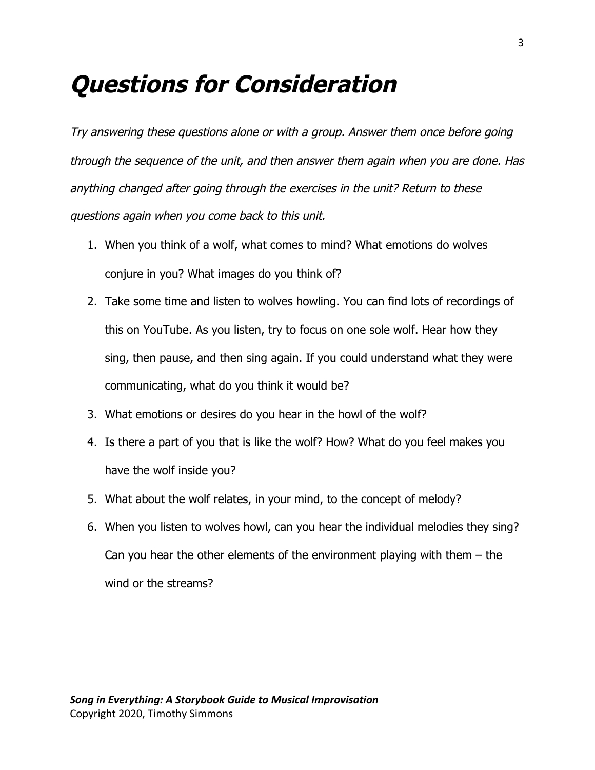# ***Questions for Consideration***

*Try answering these questions alone or with a group. Answer them once before going through the sequence of the unit, and then answer them again when you are done. Has anything changed after going through the exercises in the unit? Return to these questions again when you come back to this unit.*

1. When you think of a wolf, what comes to mind? What emotions do wolves conjure in you? What images do you think of?
2. Take some time and listen to wolves howling. You can find lots of recordings of this on YouTube. As you listen, try to focus on one sole wolf. Hear how they sing, then pause, and then sing again. If you could understand what they were communicating, what do you think it would be?
3. What emotions or desires do you hear in the howl of the wolf?
4. Is there a part of you that is like the wolf? How? What do you feel makes you have the wolf inside you?
5. What about the wolf relates, in your mind, to the concept of melody?
6. When you listen to wolves howl, can you hear the individual melodies they sing? Can you hear the other elements of the environment playing with them – the wind or the streams?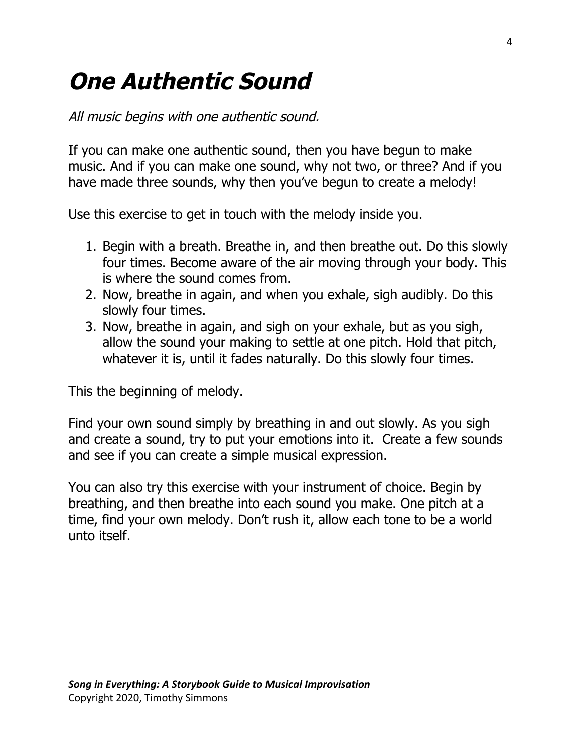# *One Authentic Sound*

*All music begins with one authentic sound.*

If you can make one authentic sound, then you have begun to make music. And if you can make one sound, why not two, or three? And if you have made three sounds, why then you've begun to create a melody!

Use this exercise to get in touch with the melody inside you.

1. Begin with a breath. Breathe in, and then breathe out. Do this slowly four times. Become aware of the air moving through your body. This is where the sound comes from.
2. Now, breathe in again, and when you exhale, sigh audibly. Do this slowly four times.
3. Now, breathe in again, and sigh on your exhale, but as you sigh, allow the sound your making to settle at one pitch. Hold that pitch, whatever it is, until it fades naturally. Do this slowly four times.

This the beginning of melody.

Find your own sound simply by breathing in and out slowly. As you sigh and create a sound, try to put your emotions into it. Create a few sounds and see if you can create a simple musical expression.

You can also try this exercise with your instrument of choice. Begin by breathing, and then breathe into each sound you make. One pitch at a time, find your own melody. Don't rush it, allow each tone to be a world unto itself.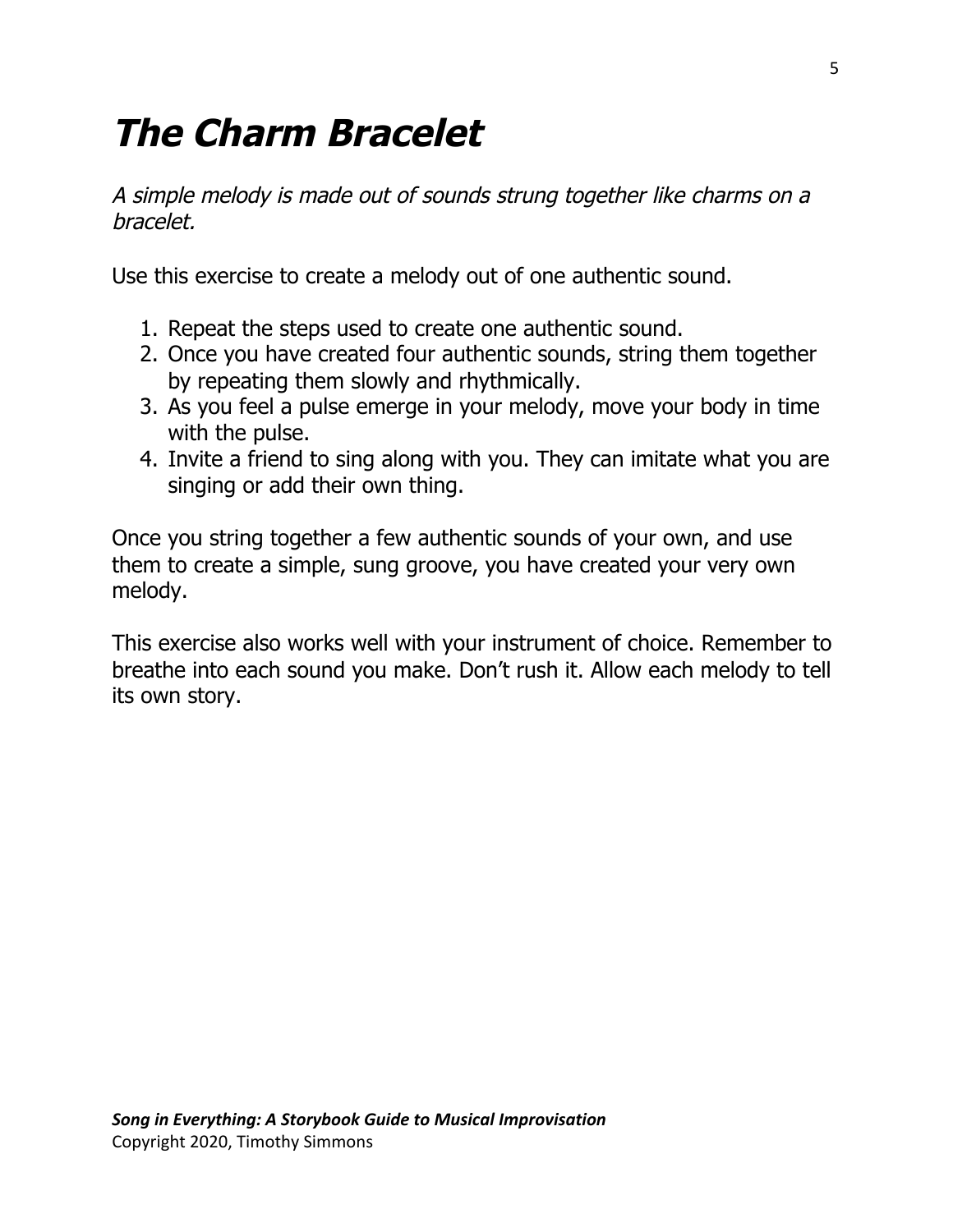# ***The Charm Bracelet***

*A simple melody is made out of sounds strung together like charms on a bracelet.*

Use this exercise to create a melody out of one authentic sound.

1. Repeat the steps used to create one authentic sound.
2. Once you have created four authentic sounds, string them together by repeating them slowly and rhythmically.
3. As you feel a pulse emerge in your melody, move your body in time with the pulse.
4. Invite a friend to sing along with you. They can imitate what you are singing or add their own thing.

Once you string together a few authentic sounds of your own, and use them to create a simple, sung groove, you have created your very own melody.

This exercise also works well with your instrument of choice. Remember to breathe into each sound you make. Don't rush it. Allow each melody to tell its own story.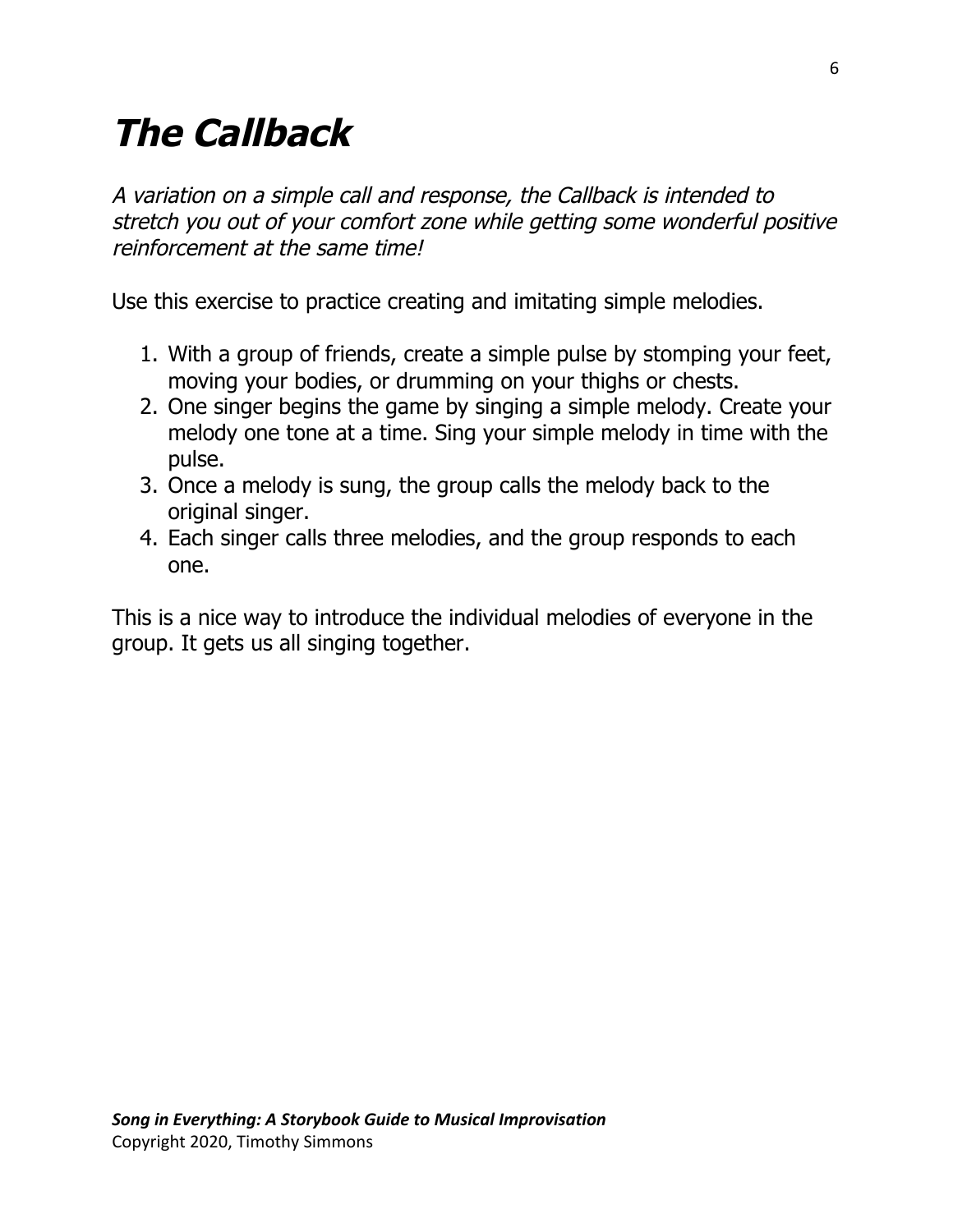# The Callback

*A variation on a simple call and response, the Callback is intended to stretch you out of your comfort zone while getting some wonderful positive reinforcement at the same time!*

Use this exercise to practice creating and imitating simple melodies.

1. With a group of friends, create a simple pulse by stomping your feet, moving your bodies, or drumming on your thighs or chests.
2. One singer begins the game by singing a simple melody. Create your melody one tone at a time. Sing your simple melody in time with the pulse.
3. Once a melody is sung, the group calls the melody back to the original singer.
4. Each singer calls three melodies, and the group responds to each one.

This is a nice way to introduce the individual melodies of everyone in the group. It gets us all singing together.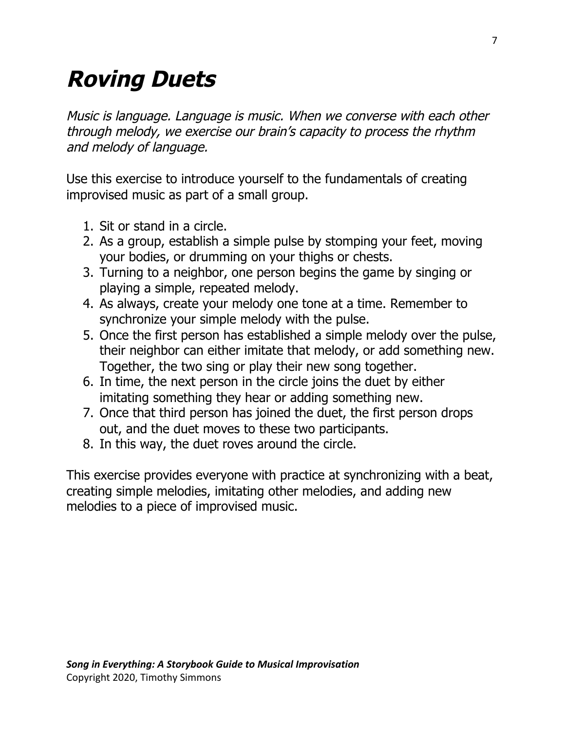# ***Roving Duets***

*Music is language. Language is music. When we converse with each other through melody, we exercise our brain's capacity to process the rhythm and melody of language.*

Use this exercise to introduce yourself to the fundamentals of creating improvised music as part of a small group.

1. Sit or stand in a circle.
2. As a group, establish a simple pulse by stomping your feet, moving your bodies, or drumming on your thighs or chests.
3. Turning to a neighbor, one person begins the game by singing or playing a simple, repeated melody.
4. As always, create your melody one tone at a time. Remember to synchronize your simple melody with the pulse.
5. Once the first person has established a simple melody over the pulse, their neighbor can either imitate that melody, or add something new. Together, the two sing or play their new song together.
6. In time, the next person in the circle joins the duet by either imitating something they hear or adding something new.
7. Once that third person has joined the duet, the first person drops out, and the duet moves to these two participants.
8. In this way, the duet roves around the circle.

This exercise provides everyone with practice at synchronizing with a beat, creating simple melodies, imitating other melodies, and adding new melodies to a piece of improvised music.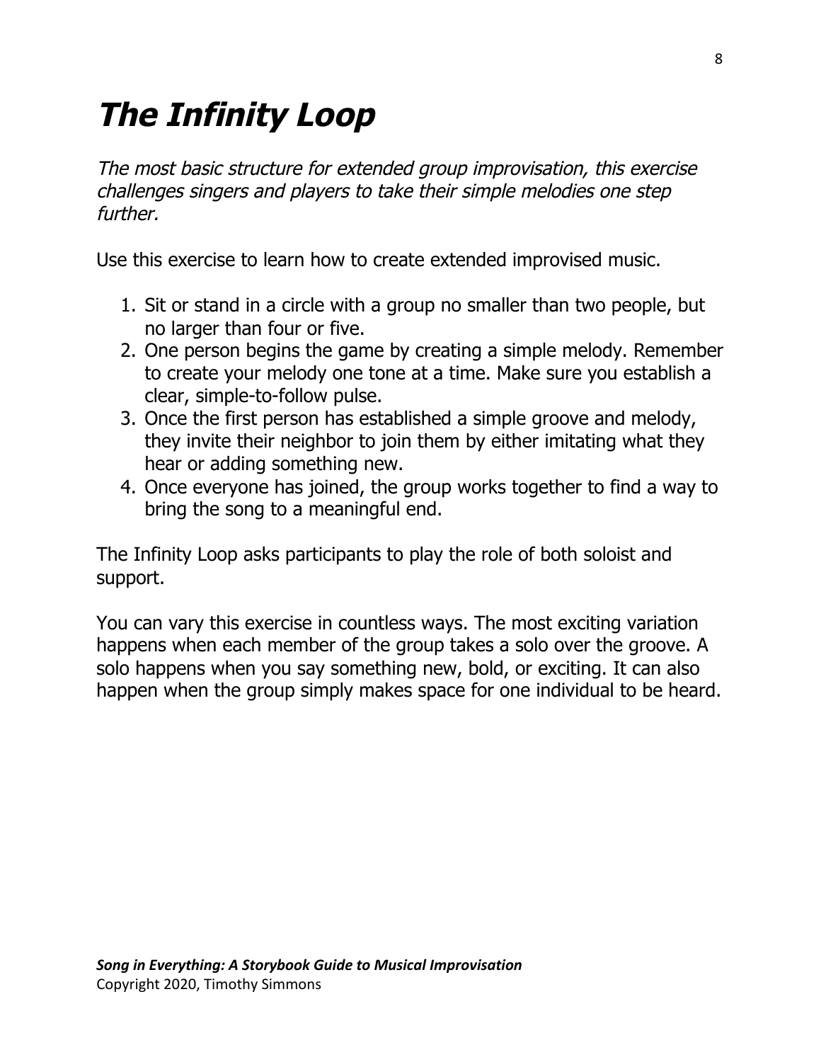# *The Infinity Loop*

*The most basic structure for extended group improvisation, this exercise challenges singers and players to take their simple melodies one step further.*

Use this exercise to learn how to create extended improvised music.

1. Sit or stand in a circle with a group no smaller than two people, but no larger than four or five.
2. One person begins the game by creating a simple melody. Remember to create your melody one tone at a time. Make sure you establish a clear, simple-to-follow pulse.
3. Once the first person has established a simple groove and melody, they invite their neighbor to join them by either imitating what they hear or adding something new.
4. Once everyone has joined, the group works together to find a way to bring the song to a meaningful end.

The Infinity Loop asks participants to play the role of both soloist and support.

You can vary this exercise in countless ways. The most exciting variation happens when each member of the group takes a solo over the groove. A solo happens when you say something new, bold, or exciting. It can also happen when the group simply makes space for one individual to be heard.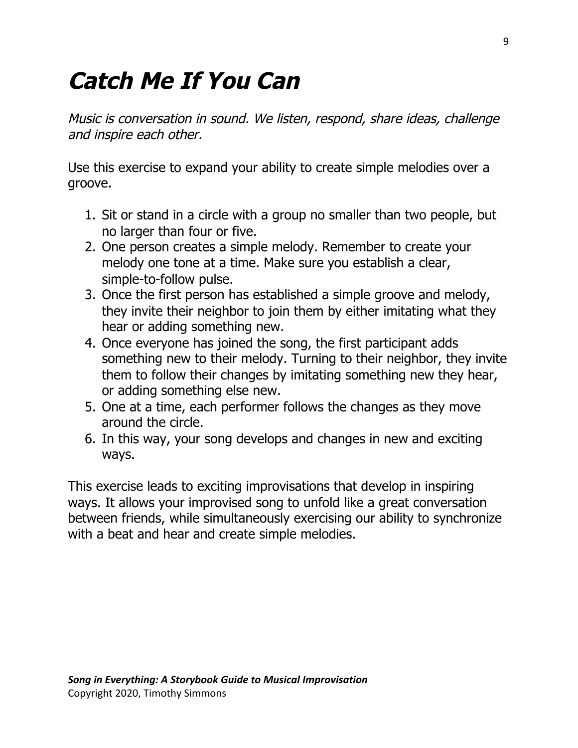# *Catch Me If You Can*

*Music is conversation in sound. We listen, respond, share ideas, challenge and inspire each other.*

Use this exercise to expand your ability to create simple melodies over a groove.

1. Sit or stand in a circle with a group no smaller than two people, but no larger than four or five.
2. One person creates a simple melody. Remember to create your melody one tone at a time. Make sure you establish a clear, simple-to-follow pulse.
3. Once the first person has established a simple groove and melody, they invite their neighbor to join them by either imitating what they hear or adding something new.
4. Once everyone has joined the song, the first participant adds something new to their melody. Turning to their neighbor, they invite them to follow their changes by imitating something new they hear, or adding something else new.
5. One at a time, each performer follows the changes as they move around the circle.
6. In this way, your song develops and changes in new and exciting ways.

This exercise leads to exciting improvisations that develop in inspiring ways. It allows your improvised song to unfold like a great conversation between friends, while simultaneously exercising our ability to synchronize with a beat and hear and create simple melodies.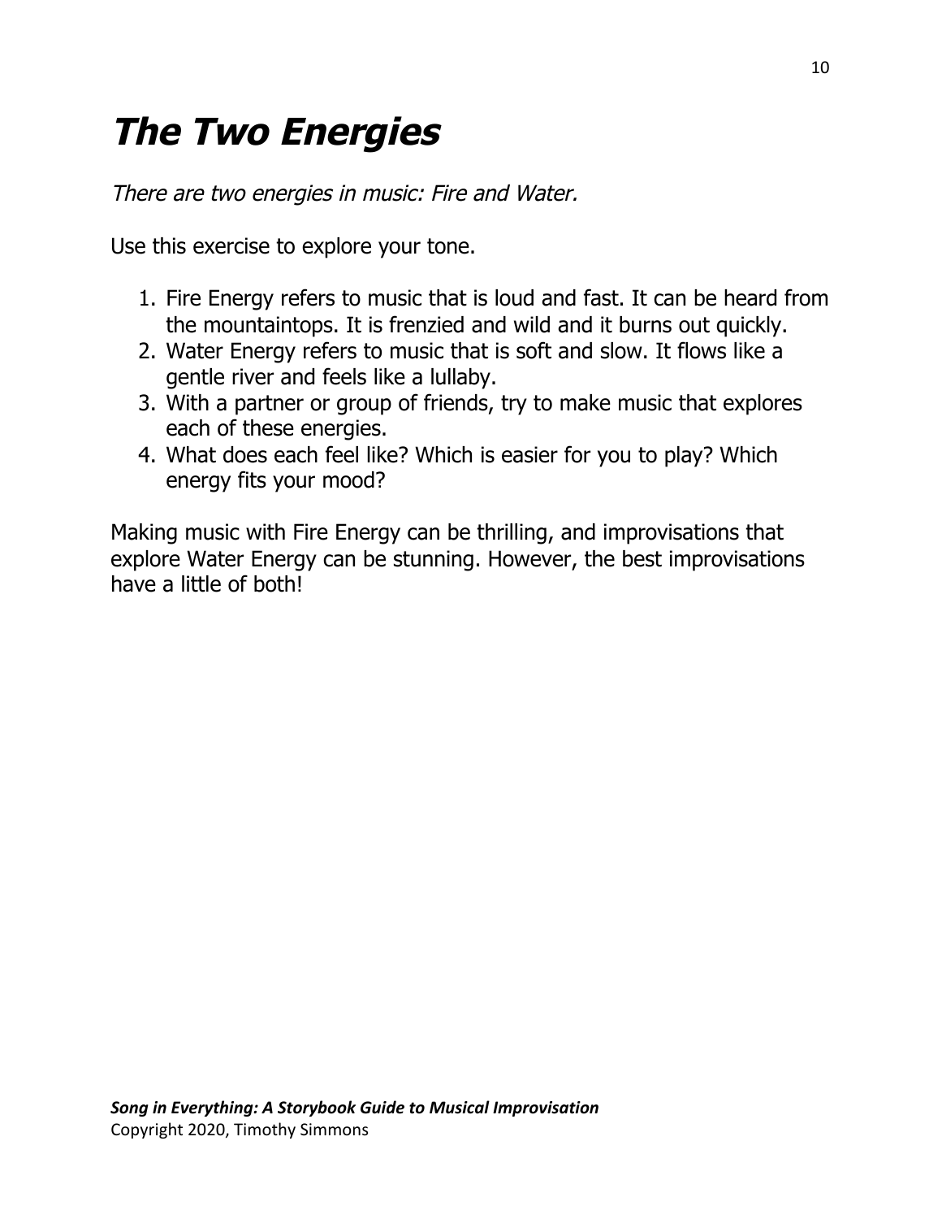# ***The Two Energies***

*There are two energies in music: Fire and Water.*

Use this exercise to explore your tone.

1. Fire Energy refers to music that is loud and fast. It can be heard from the mountaintops. It is frenzied and wild and it burns out quickly.
2. Water Energy refers to music that is soft and slow. It flows like a gentle river and feels like a lullaby.
3. With a partner or group of friends, try to make music that explores each of these energies.
4. What does each feel like? Which is easier for you to play? Which energy fits your mood?

Making music with Fire Energy can be thrilling, and improvisations that explore Water Energy can be stunning. However, the best improvisations have a little of both!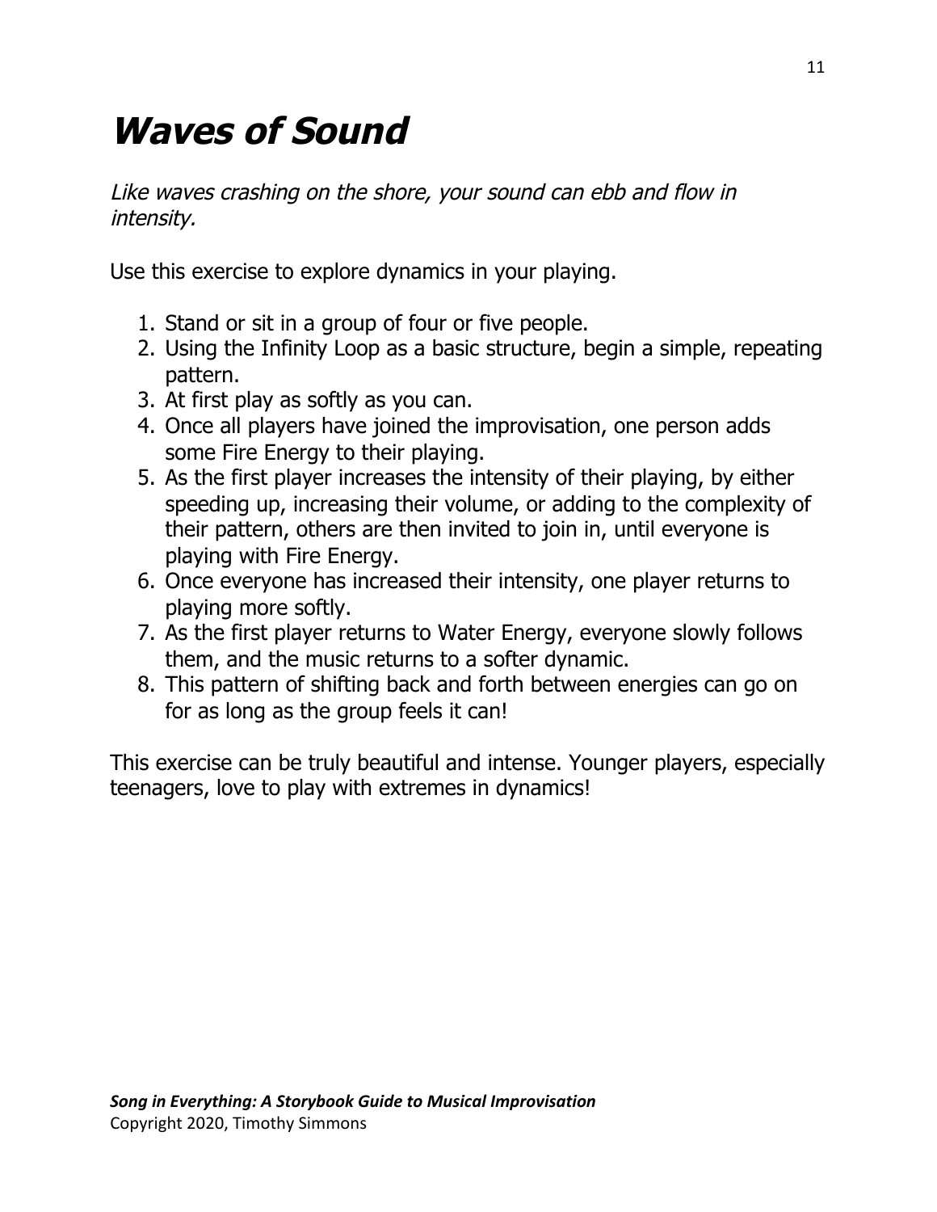# ***Waves of Sound***

*Like waves crashing on the shore, your sound can ebb and flow in intensity.*

Use this exercise to explore dynamics in your playing.

1. Stand or sit in a group of four or five people.
2. Using the Infinity Loop as a basic structure, begin a simple, repeating pattern.
3. At first play as softly as you can.
4. Once all players have joined the improvisation, one person adds some Fire Energy to their playing.
5. As the first player increases the intensity of their playing, by either speeding up, increasing their volume, or adding to the complexity of their pattern, others are then invited to join in, until everyone is playing with Fire Energy.
6. Once everyone has increased their intensity, one player returns to playing more softly.
7. As the first player returns to Water Energy, everyone slowly follows them, and the music returns to a softer dynamic.
8. This pattern of shifting back and forth between energies can go on for as long as the group feels it can!

This exercise can be truly beautiful and intense. Younger players, especially teenagers, love to play with extremes in dynamics!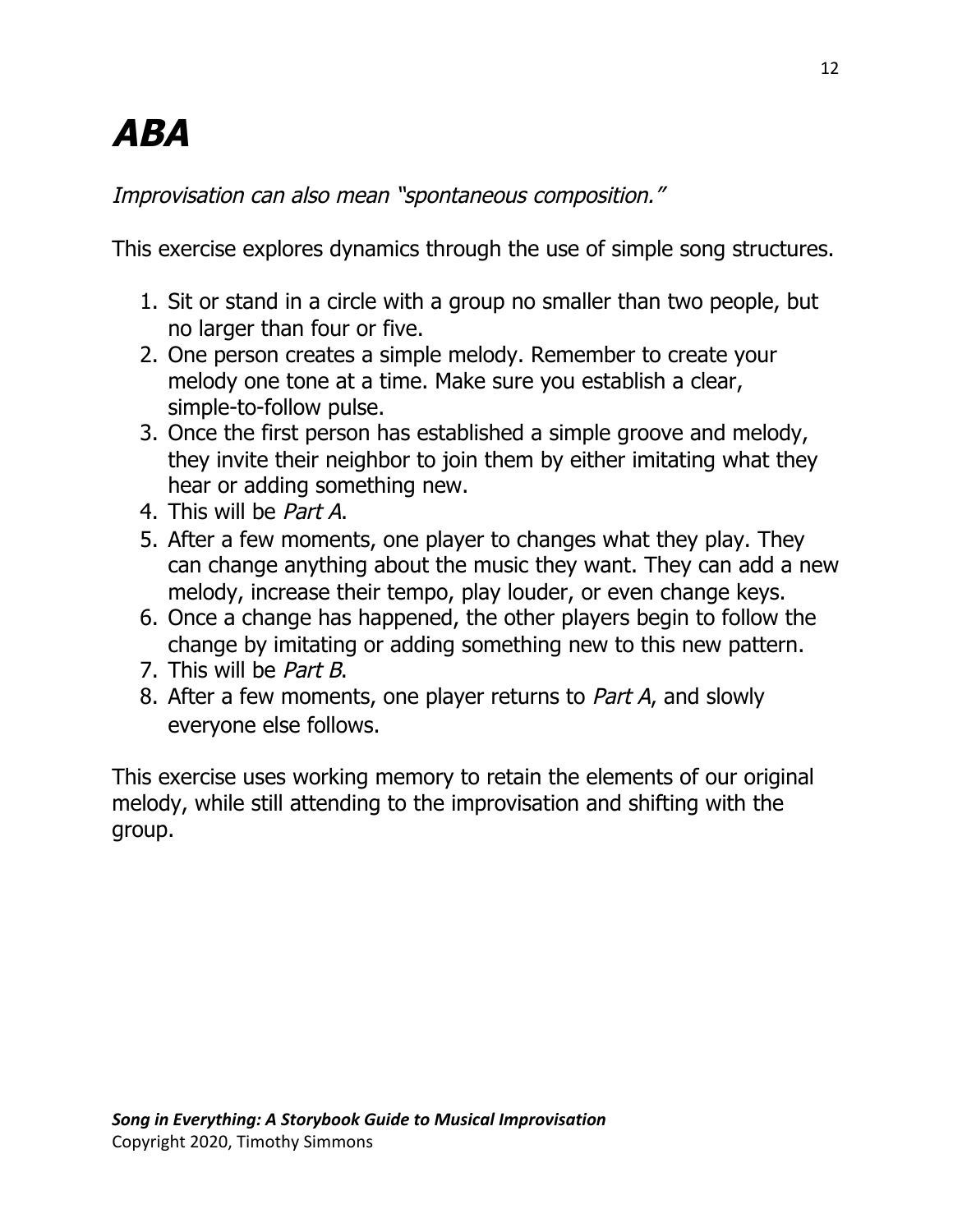# *ABA*

*Improvisation can also mean "spontaneous composition."*

This exercise explores dynamics through the use of simple song structures.

1. Sit or stand in a circle with a group no smaller than two people, but no larger than four or five.
2. One person creates a simple melody. Remember to create your melody one tone at a time. Make sure you establish a clear, simple-to-follow pulse.
3. Once the first person has established a simple groove and melody, they invite their neighbor to join them by either imitating what they hear or adding something new.
4. This will be *Part A*.
5. After a few moments, one player to changes what they play. They can change anything about the music they want. They can add a new melody, increase their tempo, play louder, or even change keys.
6. Once a change has happened, the other players begin to follow the change by imitating or adding something new to this new pattern.
7. This will be *Part B*.
8. After a few moments, one player returns to *Part A*, and slowly everyone else follows.

This exercise uses working memory to retain the elements of our original melody, while still attending to the improvisation and shifting with the group.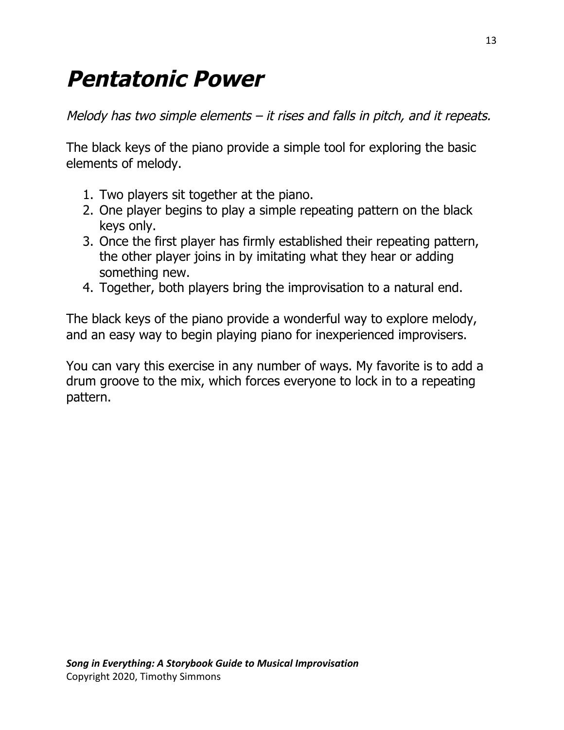# Pentatonic Power

*Melody has two simple elements – it rises and falls in pitch, and it repeats.*

The black keys of the piano provide a simple tool for exploring the basic elements of melody.

1. Two players sit together at the piano.
2. One player begins to play a simple repeating pattern on the black keys only.
3. Once the first player has firmly established their repeating pattern, the other player joins in by imitating what they hear or adding something new.
4. Together, both players bring the improvisation to a natural end.

The black keys of the piano provide a wonderful way to explore melody, and an easy way to begin playing piano for inexperienced improvisers.

You can vary this exercise in any number of ways. My favorite is to add a drum groove to the mix, which forces everyone to lock in to a repeating pattern.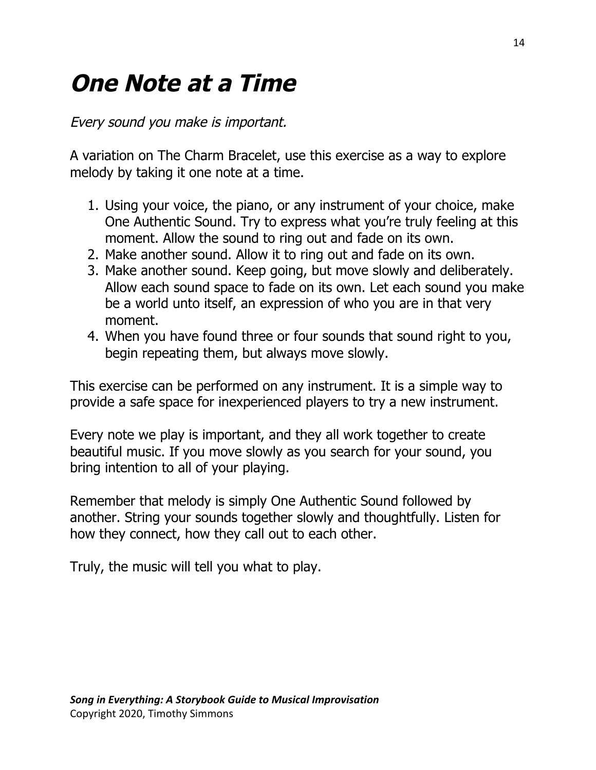# *One Note at a Time*

*Every sound you make is important.*

A variation on The Charm Bracelet, use this exercise as a way to explore melody by taking it one note at a time.

1. Using your voice, the piano, or any instrument of your choice, make One Authentic Sound. Try to express what you're truly feeling at this moment. Allow the sound to ring out and fade on its own.
2. Make another sound. Allow it to ring out and fade on its own.
3. Make another sound. Keep going, but move slowly and deliberately. Allow each sound space to fade on its own. Let each sound you make be a world unto itself, an expression of who you are in that very moment.
4. When you have found three or four sounds that sound right to you, begin repeating them, but always move slowly.

This exercise can be performed on any instrument. It is a simple way to provide a safe space for inexperienced players to try a new instrument.

Every note we play is important, and they all work together to create beautiful music. If you move slowly as you search for your sound, you bring intention to all of your playing.

Remember that melody is simply One Authentic Sound followed by another. String your sounds together slowly and thoughtfully. Listen for how they connect, how they call out to each other.

Truly, the music will tell you what to play.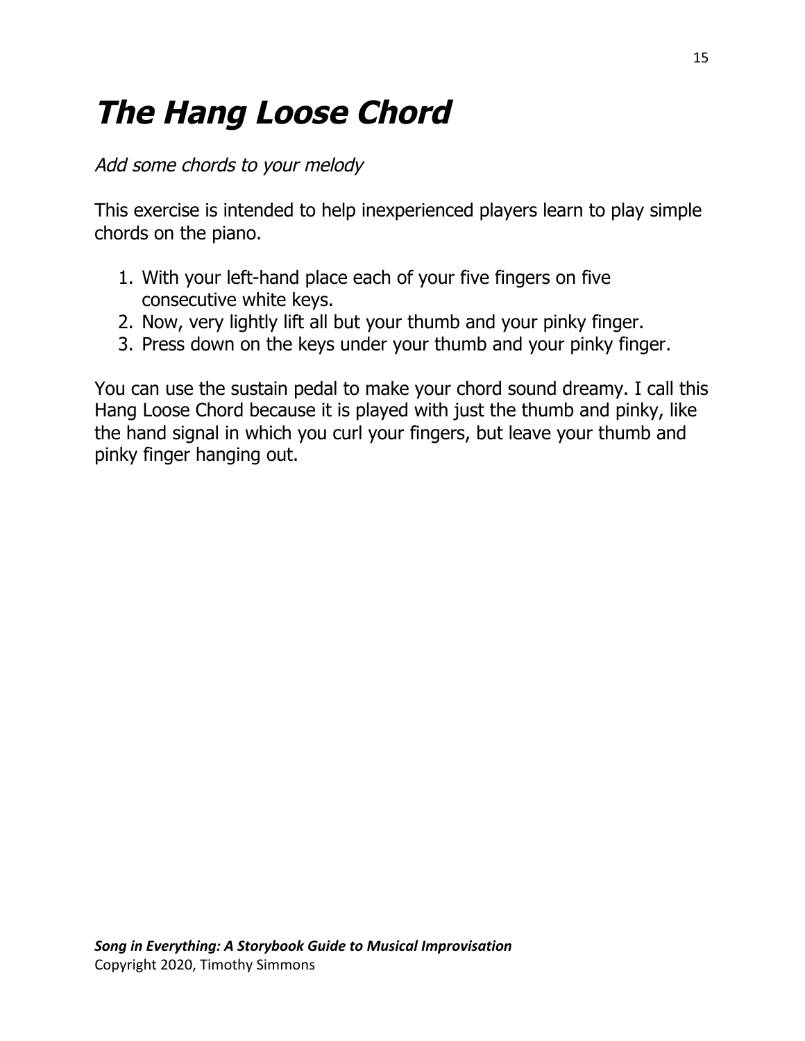# The Hang Loose Chord

*Add some chords to your melody*

This exercise is intended to help inexperienced players learn to play simple chords on the piano.

1. With your left-hand place each of your five fingers on five consecutive white keys.
2. Now, very lightly lift all but your thumb and your pinky finger.
3. Press down on the keys under your thumb and your pinky finger.

You can use the sustain pedal to make your chord sound dreamy. I call this Hang Loose Chord because it is played with just the thumb and pinky, like the hand signal in which you curl your fingers, but leave your thumb and pinky finger hanging out.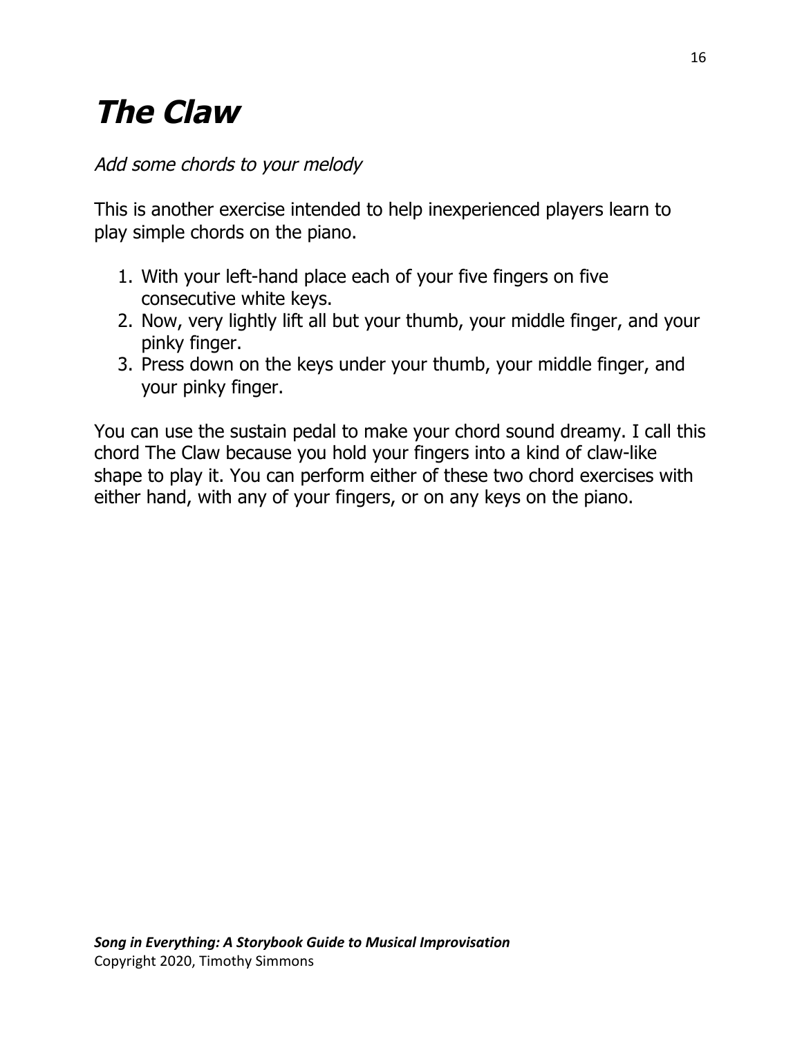# ***The Claw***

*Add some chords to your melody*

This is another exercise intended to help inexperienced players learn to play simple chords on the piano.

1. With your left-hand place each of your five fingers on five consecutive white keys.
2. Now, very lightly lift all but your thumb, your middle finger, and your pinky finger.
3. Press down on the keys under your thumb, your middle finger, and your pinky finger.

You can use the sustain pedal to make your chord sound dreamy. I call this chord The Claw because you hold your fingers into a kind of claw-like shape to play it. You can perform either of these two chord exercises with either hand, with any of your fingers, or on any keys on the piano.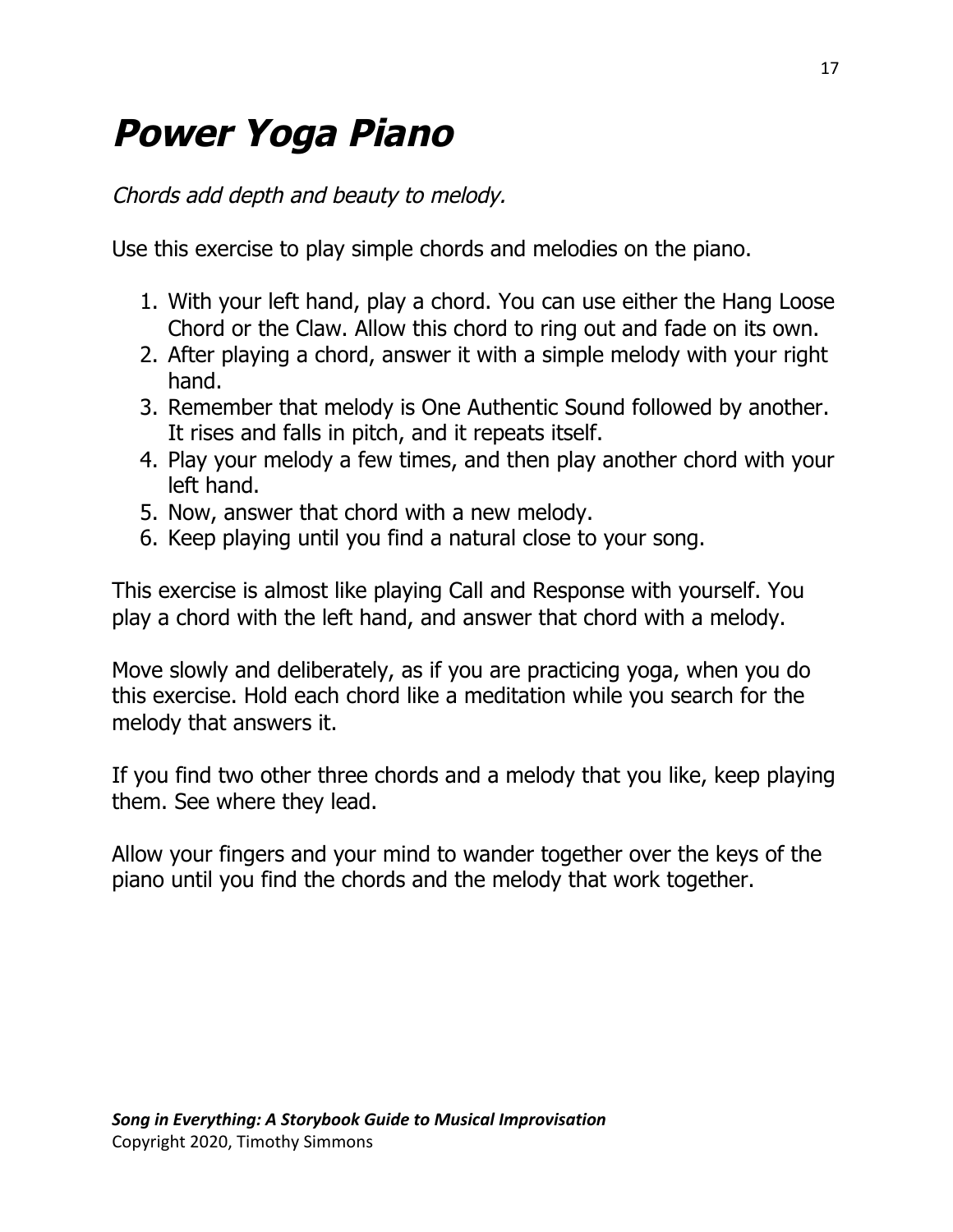# ***Power Yoga Piano***

*Chords add depth and beauty to melody.*

Use this exercise to play simple chords and melodies on the piano.

1. With your left hand, play a chord. You can use either the Hang Loose Chord or the Claw. Allow this chord to ring out and fade on its own.
2. After playing a chord, answer it with a simple melody with your right hand.
3. Remember that melody is One Authentic Sound followed by another. It rises and falls in pitch, and it repeats itself.
4. Play your melody a few times, and then play another chord with your left hand.
5. Now, answer that chord with a new melody.
6. Keep playing until you find a natural close to your song.

This exercise is almost like playing Call and Response with yourself. You play a chord with the left hand, and answer that chord with a melody.

Move slowly and deliberately, as if you are practicing yoga, when you do this exercise. Hold each chord like a meditation while you search for the melody that answers it.

If you find two other three chords and a melody that you like, keep playing them. See where they lead.

Allow your fingers and your mind to wander together over the keys of the piano until you find the chords and the melody that work together.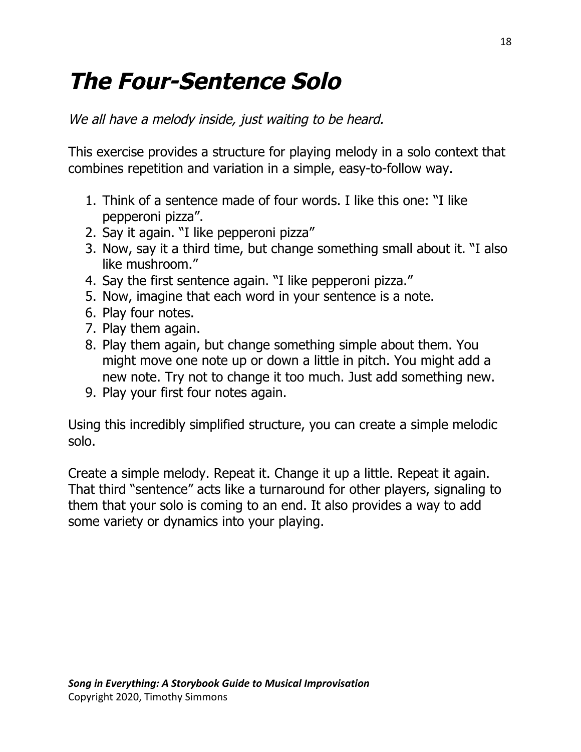# The Four-Sentence Solo

*We all have a melody inside, just waiting to be heard.*

This exercise provides a structure for playing melody in a solo context that combines repetition and variation in a simple, easy-to-follow way.

1. Think of a sentence made of four words. I like this one: "I like pepperoni pizza".
2. Say it again. "I like pepperoni pizza"
3. Now, say it a third time, but change something small about it. "I also like mushroom."
4. Say the first sentence again. "I like pepperoni pizza."
5. Now, imagine that each word in your sentence is a note.
6. Play four notes.
7. Play them again.
8. Play them again, but change something simple about them. You might move one note up or down a little in pitch. You might add a new note. Try not to change it too much. Just add something new.
9. Play your first four notes again.

Using this incredibly simplified structure, you can create a simple melodic solo.

Create a simple melody. Repeat it. Change it up a little. Repeat it again. That third "sentence" acts like a turnaround for other players, signaling to them that your solo is coming to an end. It also provides a way to add some variety or dynamics into your playing.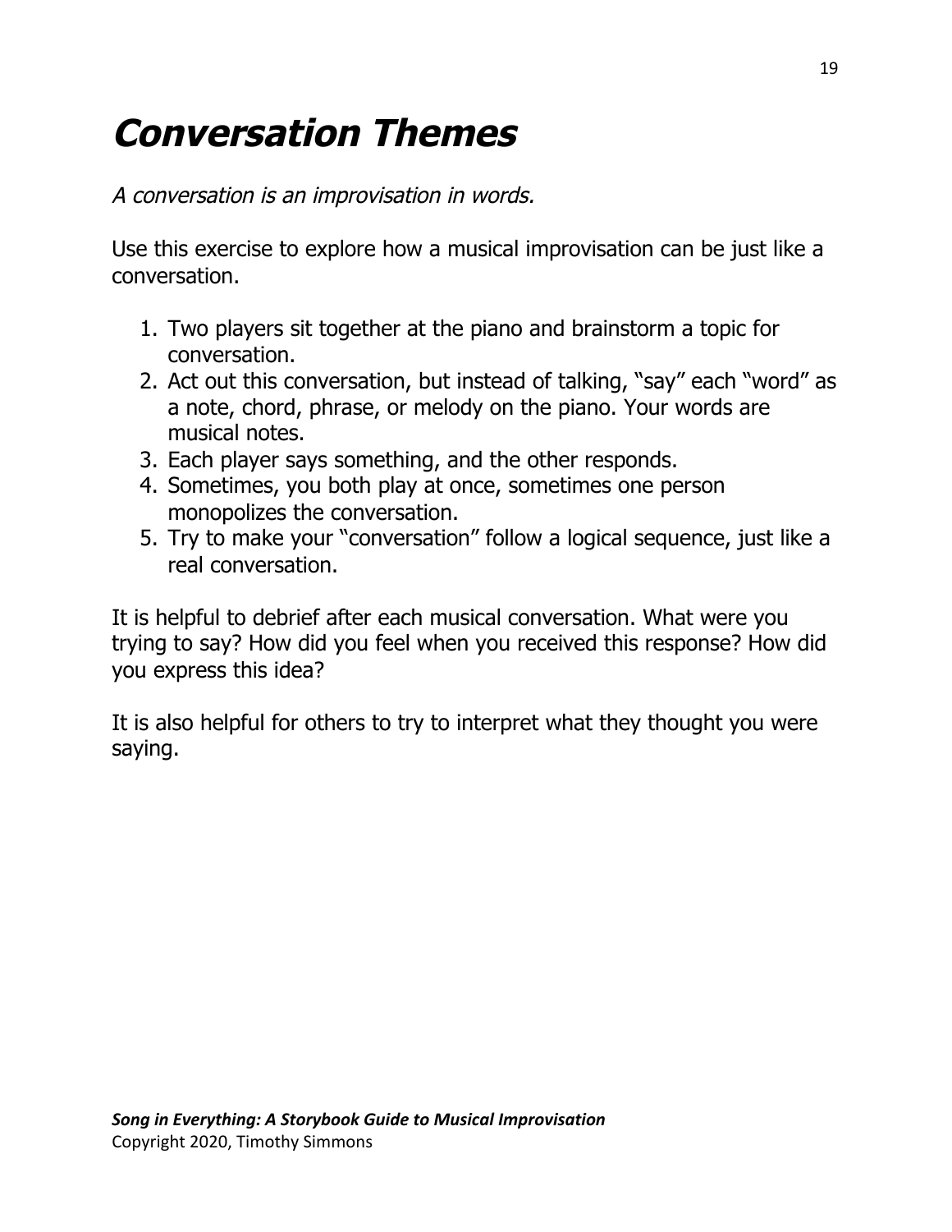# Conversation Themes

*A conversation is an improvisation in words.*

Use this exercise to explore how a musical improvisation can be just like a conversation.

1. Two players sit together at the piano and brainstorm a topic for conversation.
2. Act out this conversation, but instead of talking, "say" each "word" as a note, chord, phrase, or melody on the piano. Your words are musical notes.
3. Each player says something, and the other responds.
4. Sometimes, you both play at once, sometimes one person monopolizes the conversation.
5. Try to make your "conversation" follow a logical sequence, just like a real conversation.

It is helpful to debrief after each musical conversation. What were you trying to say? How did you feel when you received this response? How did you express this idea?

It is also helpful for others to try to interpret what they thought you were saying.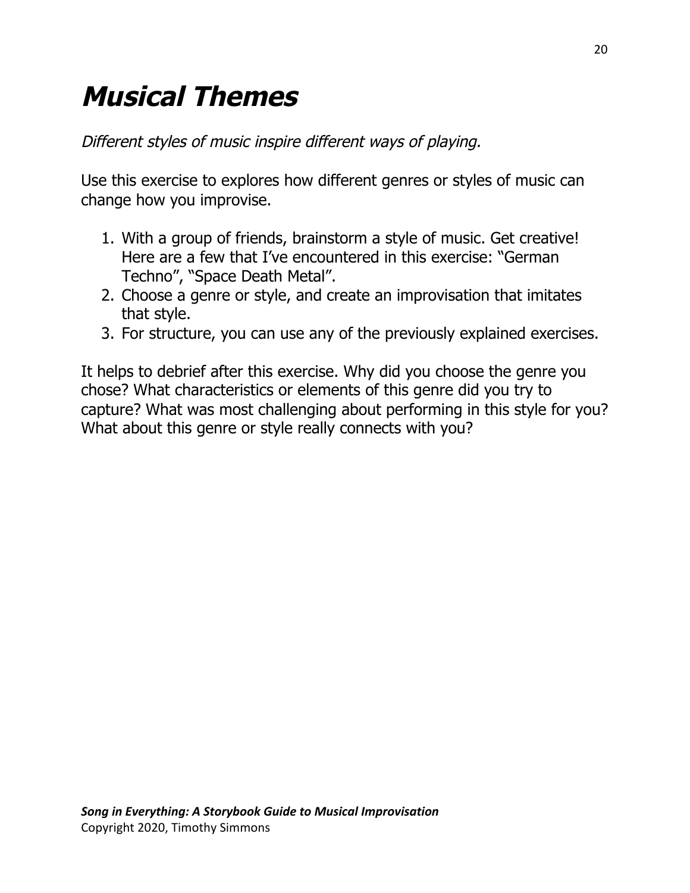# Musical Themes

*Different styles of music inspire different ways of playing.*

Use this exercise to explores how different genres or styles of music can change how you improvise.

1. With a group of friends, brainstorm a style of music. Get creative! Here are a few that I've encountered in this exercise: "German Techno", "Space Death Metal".
2. Choose a genre or style, and create an improvisation that imitates that style.
3. For structure, you can use any of the previously explained exercises.

It helps to debrief after this exercise. Why did you choose the genre you chose? What characteristics or elements of this genre did you try to capture? What was most challenging about performing in this style for you? What about this genre or style really connects with you?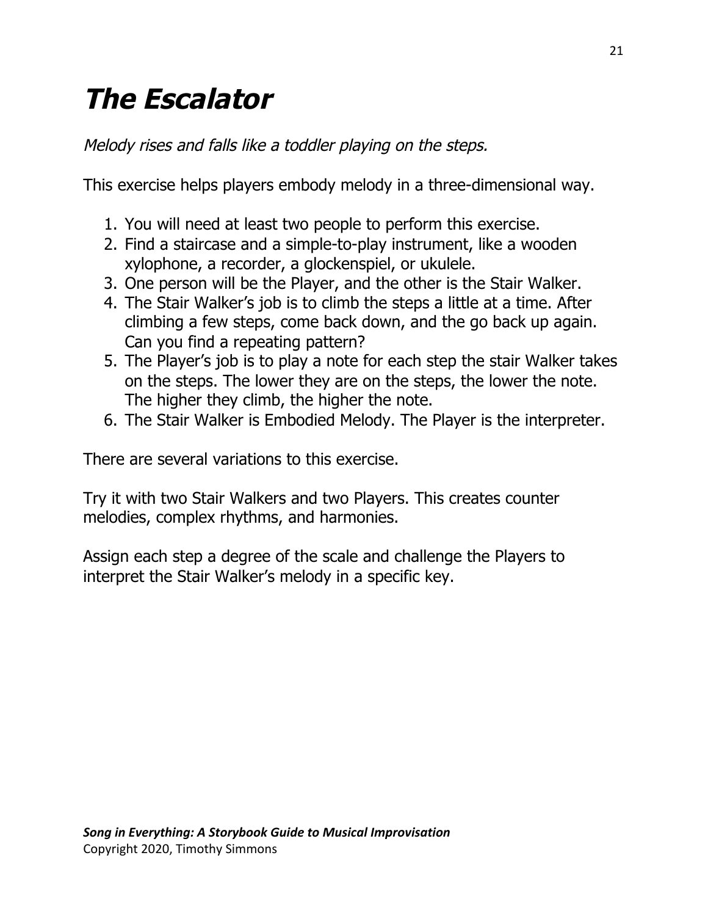# *The Escalator*

*Melody rises and falls like a toddler playing on the steps.*

This exercise helps players embody melody in a three-dimensional way.

1. You will need at least two people to perform this exercise.
2. Find a staircase and a simple-to-play instrument, like a wooden xylophone, a recorder, a glockenspiel, or ukulele.
3. One person will be the Player, and the other is the Stair Walker.
4. The Stair Walker's job is to climb the steps a little at a time. After climbing a few steps, come back down, and the go back up again. Can you find a repeating pattern?
5. The Player's job is to play a note for each step the stair Walker takes on the steps. The lower they are on the steps, the lower the note. The higher they climb, the higher the note.
6. The Stair Walker is Embodied Melody. The Player is the interpreter.

There are several variations to this exercise.

Try it with two Stair Walkers and two Players. This creates counter melodies, complex rhythms, and harmonies.

Assign each step a degree of the scale and challenge the Players to interpret the Stair Walker's melody in a specific key.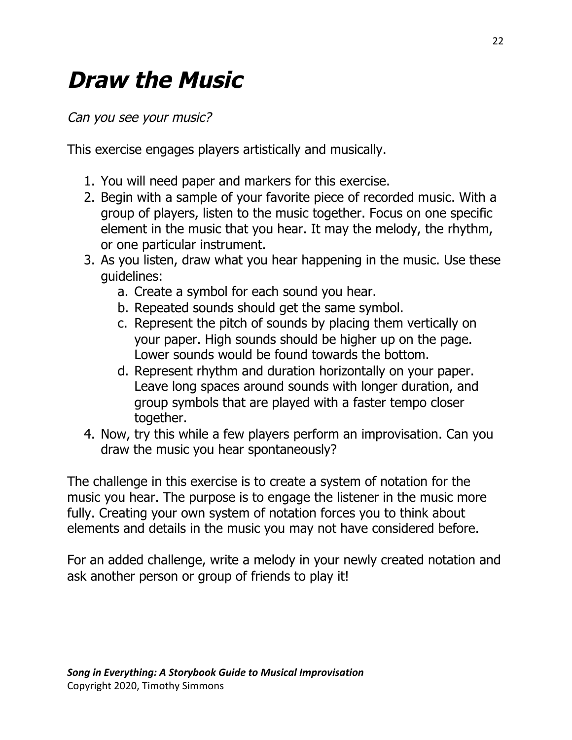# ***Draw the Music***

*Can you see your music?*

This exercise engages players artistically and musically.

1. You will need paper and markers for this exercise.
2. Begin with a sample of your favorite piece of recorded music. With a group of players, listen to the music together. Focus on one specific element in the music that you hear. It may the melody, the rhythm, or one particular instrument.
3. As you listen, draw what you hear happening in the music. Use these guidelines:
   a. Create a symbol for each sound you hear.
   b. Repeated sounds should get the same symbol.
   c. Represent the pitch of sounds by placing them vertically on your paper. High sounds should be higher up on the page. Lower sounds would be found towards the bottom.
   d. Represent rhythm and duration horizontally on your paper. Leave long spaces around sounds with longer duration, and group symbols that are played with a faster tempo closer together.
4. Now, try this while a few players perform an improvisation. Can you draw the music you hear spontaneously?

The challenge in this exercise is to create a system of notation for the music you hear. The purpose is to engage the listener in the music more fully. Creating your own system of notation forces you to think about elements and details in the music you may not have considered before.

For an added challenge, write a melody in your newly created notation and ask another person or group of friends to play it!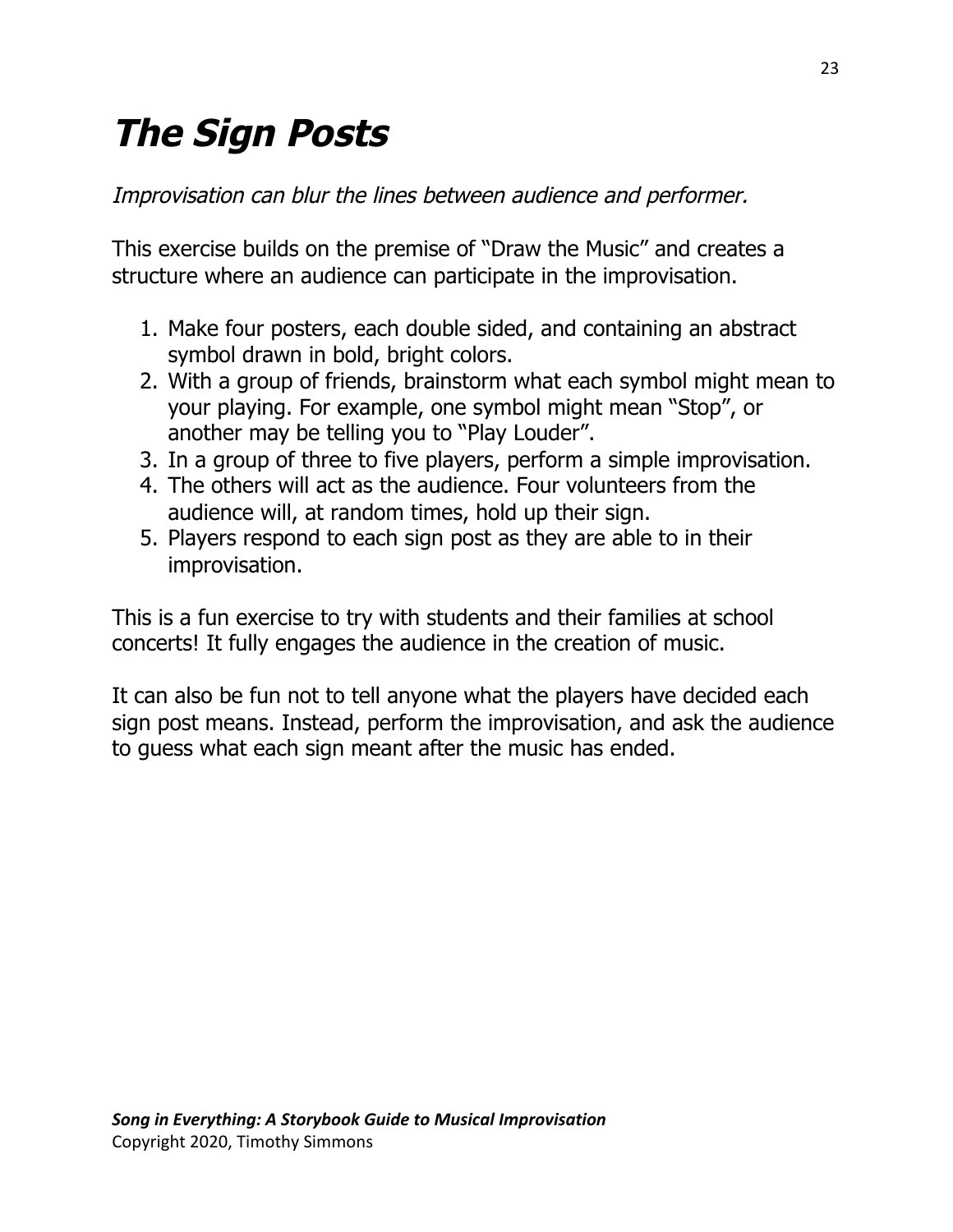# ***The Sign Posts***

*Improvisation can blur the lines between audience and performer.*

This exercise builds on the premise of "Draw the Music" and creates a structure where an audience can participate in the improvisation.

1. Make four posters, each double sided, and containing an abstract symbol drawn in bold, bright colors.
2. With a group of friends, brainstorm what each symbol might mean to your playing. For example, one symbol might mean "Stop", or another may be telling you to "Play Louder".
3. In a group of three to five players, perform a simple improvisation.
4. The others will act as the audience. Four volunteers from the audience will, at random times, hold up their sign.
5. Players respond to each sign post as they are able to in their improvisation.

This is a fun exercise to try with students and their families at school concerts! It fully engages the audience in the creation of music.

It can also be fun not to tell anyone what the players have decided each sign post means. Instead, perform the improvisation, and ask the audience to guess what each sign meant after the music has ended.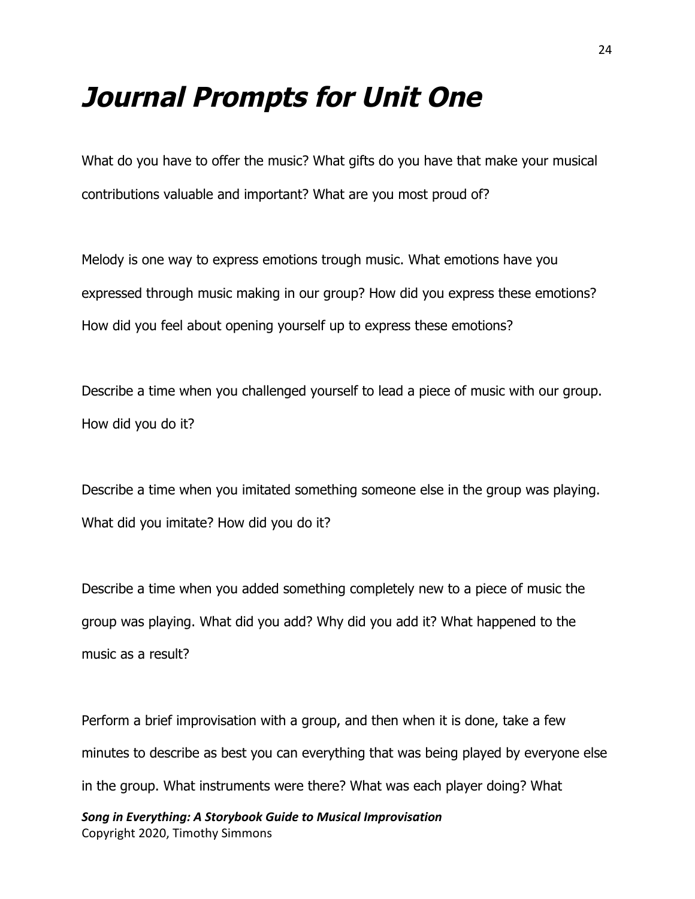# *Journal Prompts for Unit One*

What do you have to offer the music? What gifts do you have that make your musical contributions valuable and important? What are you most proud of?

Melody is one way to express emotions trough music. What emotions have you expressed through music making in our group? How did you express these emotions? How did you feel about opening yourself up to express these emotions?

Describe a time when you challenged yourself to lead a piece of music with our group. How did you do it?

Describe a time when you imitated something someone else in the group was playing. What did you imitate? How did you do it?

Describe a time when you added something completely new to a piece of music the group was playing. What did you add? Why did you add it? What happened to the music as a result?

Perform a brief improvisation with a group, and then when it is done, take a few minutes to describe as best you can everything that was being played by everyone else in the group. What instruments were there? What was each player doing? What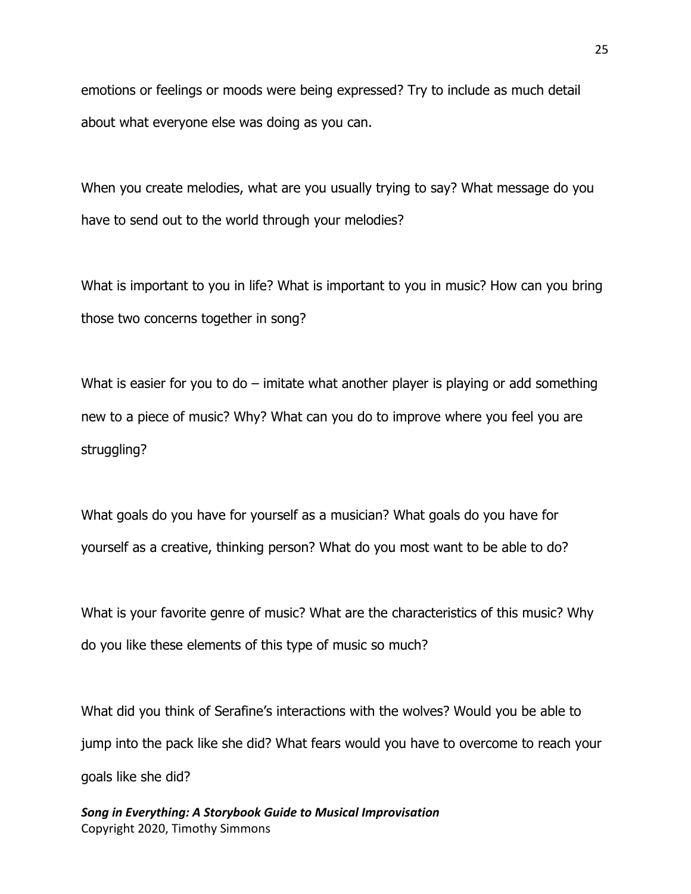emotions or feelings or moods were being expressed? Try to include as much detail about what everyone else was doing as you can.

When you create melodies, what are you usually trying to say? What message do you have to send out to the world through your melodies?

What is important to you in life? What is important to you in music? How can you bring those two concerns together in song?

What is easier for you to do – imitate what another player is playing or add something new to a piece of music? Why? What can you do to improve where you feel you are struggling?

What goals do you have for yourself as a musician? What goals do you have for yourself as a creative, thinking person? What do you most want to be able to do?

What is your favorite genre of music? What are the characteristics of this music? Why do you like these elements of this type of music so much?

What did you think of Serafine's interactions with the wolves? Would you be able to jump into the pack like she did? What fears would you have to overcome to reach your goals like she did?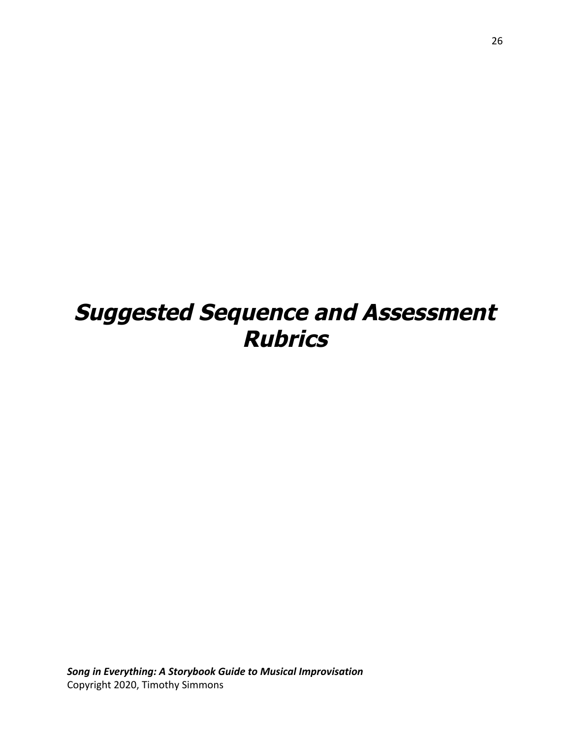# *Suggested Sequence and Assessment Rubrics*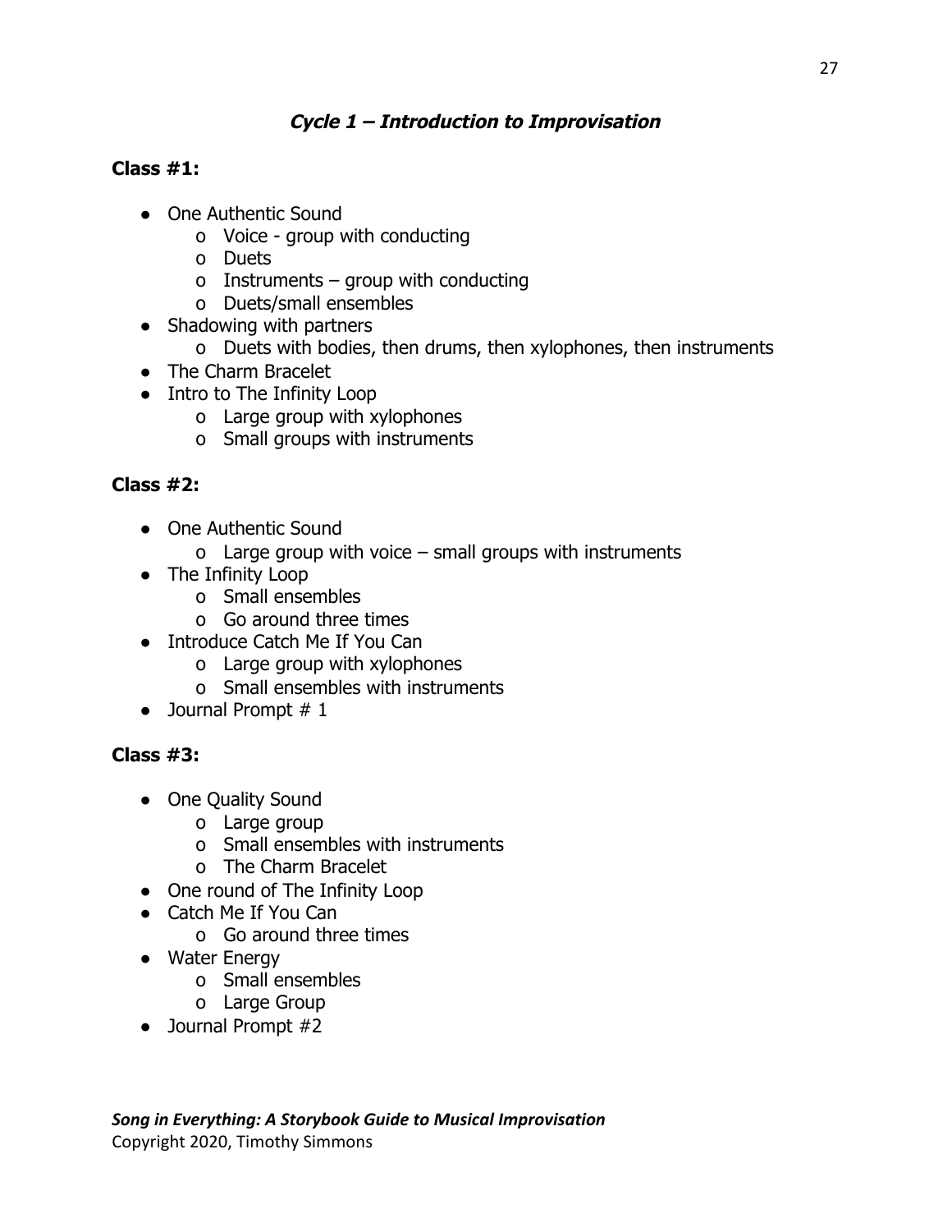## *Cycle 1 – Introduction to Improvisation*

**Class #1:**

- One Authentic Sound
  - Voice - group with conducting
  - Duets
  - Instruments – group with conducting
  - Duets/small ensembles
- Shadowing with partners
  - Duets with bodies, then drums, then xylophones, then instruments
- The Charm Bracelet
- Intro to The Infinity Loop
  - Large group with xylophones
  - Small groups with instruments

**Class #2:**

- One Authentic Sound
  - Large group with voice – small groups with instruments
- The Infinity Loop
  - Small ensembles
  - Go around three times
- Introduce Catch Me If You Can
  - Large group with xylophones
  - Small ensembles with instruments
- Journal Prompt # 1

**Class #3:**

- One Quality Sound
  - Large group
  - Small ensembles with instruments
  - The Charm Bracelet
- One round of The Infinity Loop
- Catch Me If You Can
  - Go around three times
- Water Energy
  - Small ensembles
  - Large Group
- Journal Prompt #2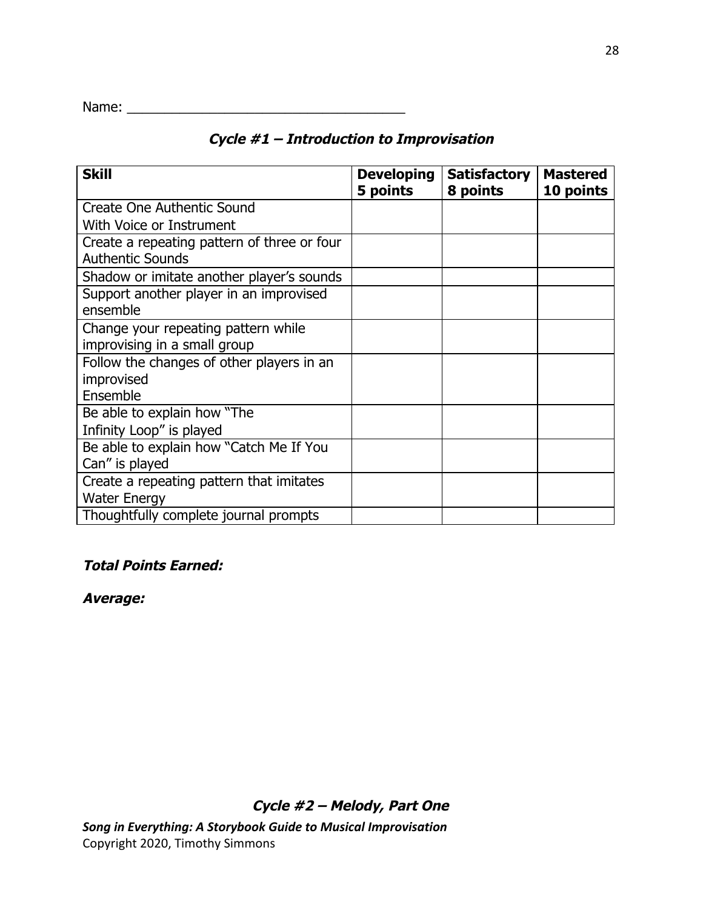Name: ____________________________________

## *Cycle #1 – Introduction to Improvisation*

| **Skill** | **Developing 5 points** | **Satisfactory 8 points** | **Mastered 10 points** |
|---|---|---|---|
| Create One Authentic Sound With Voice or Instrument | | | |
| Create a repeating pattern of three or four Authentic Sounds | | | |
| Shadow or imitate another player's sounds | | | |
| Support another player in an improvised ensemble | | | |
| Change your repeating pattern while improvising in a small group | | | |
| Follow the changes of other players in an improvised Ensemble | | | |
| Be able to explain how "The Infinity Loop" is played | | | |
| Be able to explain how "Catch Me If You Can" is played | | | |
| Create a repeating pattern that imitates Water Energy | | | |
| Thoughtfully complete journal prompts | | | |

***Total Points Earned:***

***Average:***

## *Cycle #2 – Melody, Part One*

***Song in Everything: A Storybook Guide to Musical Improvisation***
Copyright 2020, Timothy Simmons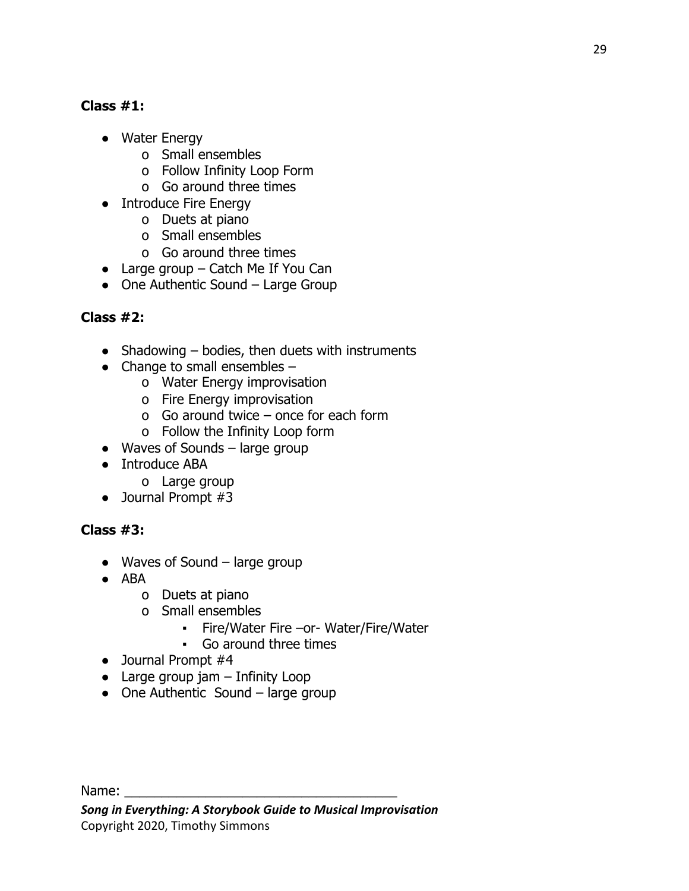**Class #1:**

- Water Energy
    - Small ensembles
    - Follow Infinity Loop Form
    - Go around three times
- Introduce Fire Energy
    - Duets at piano
    - Small ensembles
    - Go around three times
- Large group – Catch Me If You Can
- One Authentic Sound – Large Group

**Class #2:**

- Shadowing – bodies, then duets with instruments
- Change to small ensembles –
    - Water Energy improvisation
    - Fire Energy improvisation
    - Go around twice – once for each form
    - Follow the Infinity Loop form
- Waves of Sounds – large group
- Introduce ABA
    - Large group
- Journal Prompt #3

**Class #3:**

- Waves of Sound – large group
- ABA
    - Duets at piano
    - Small ensembles
        - Fire/Water Fire –or- Water/Fire/Water
        - Go around three times
- Journal Prompt #4
- Large group jam – Infinity Loop
- One Authentic  Sound – large group

Name: ______________________________________

***Song in Everything: A Storybook Guide to Musical Improvisation***
Copyright 2020, Timothy Simmons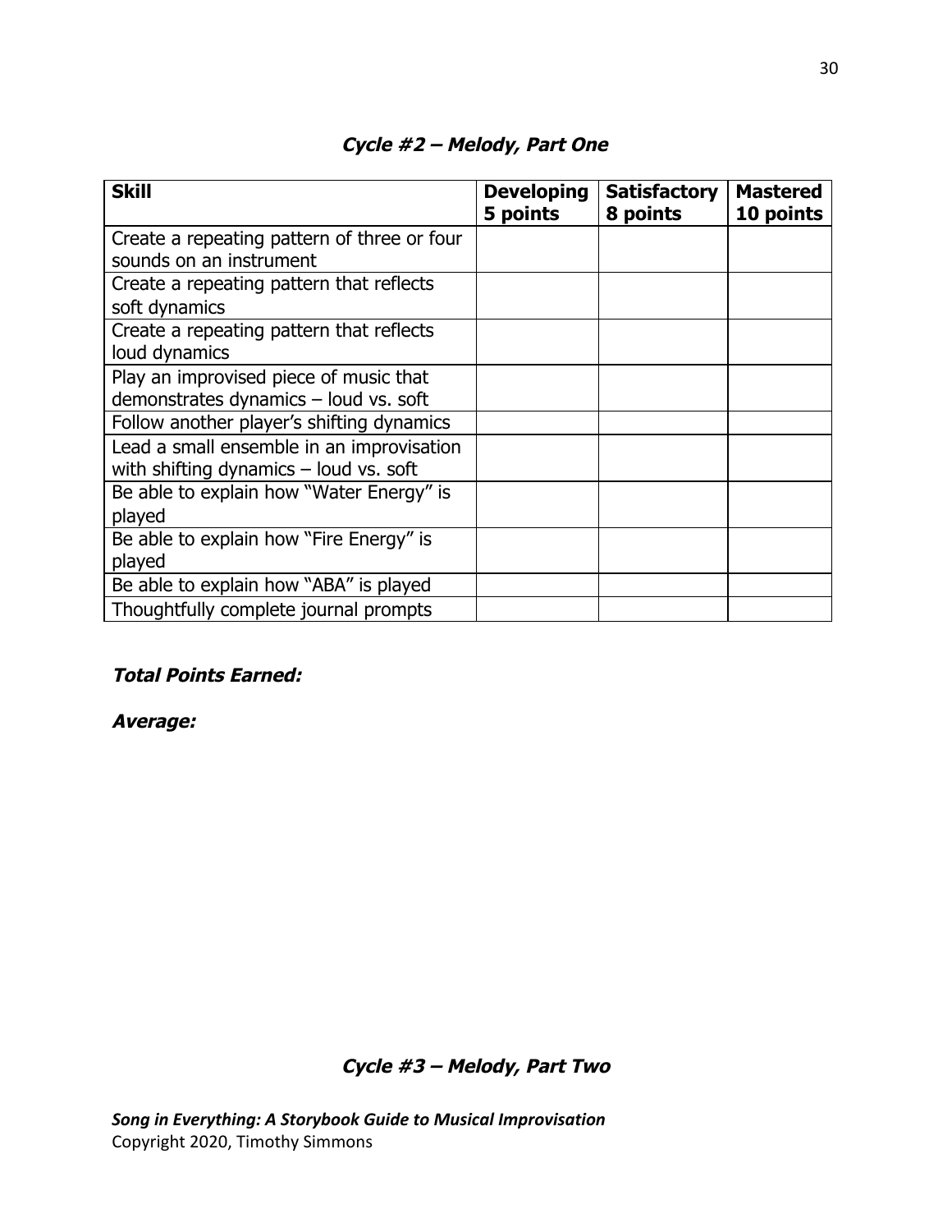### *Cycle #2 – Melody, Part One*

| **Skill** | **Developing 5 points** | **Satisfactory 8 points** | **Mastered 10 points** |
|---|---|---|---|
| Create a repeating pattern of three or four sounds on an instrument | | | |
| Create a repeating pattern that reflects soft dynamics | | | |
| Create a repeating pattern that reflects loud dynamics | | | |
| Play an improvised piece of music that demonstrates dynamics – loud vs. soft | | | |
| Follow another player's shifting dynamics | | | |
| Lead a small ensemble in an improvisation with shifting dynamics – loud vs. soft | | | |
| Be able to explain how "Water Energy" is played | | | |
| Be able to explain how "Fire Energy" is played | | | |
| Be able to explain how "ABA" is played | | | |
| Thoughtfully complete journal prompts | | | |

***Total Points Earned:***

***Average:***

### *Cycle #3 – Melody, Part Two*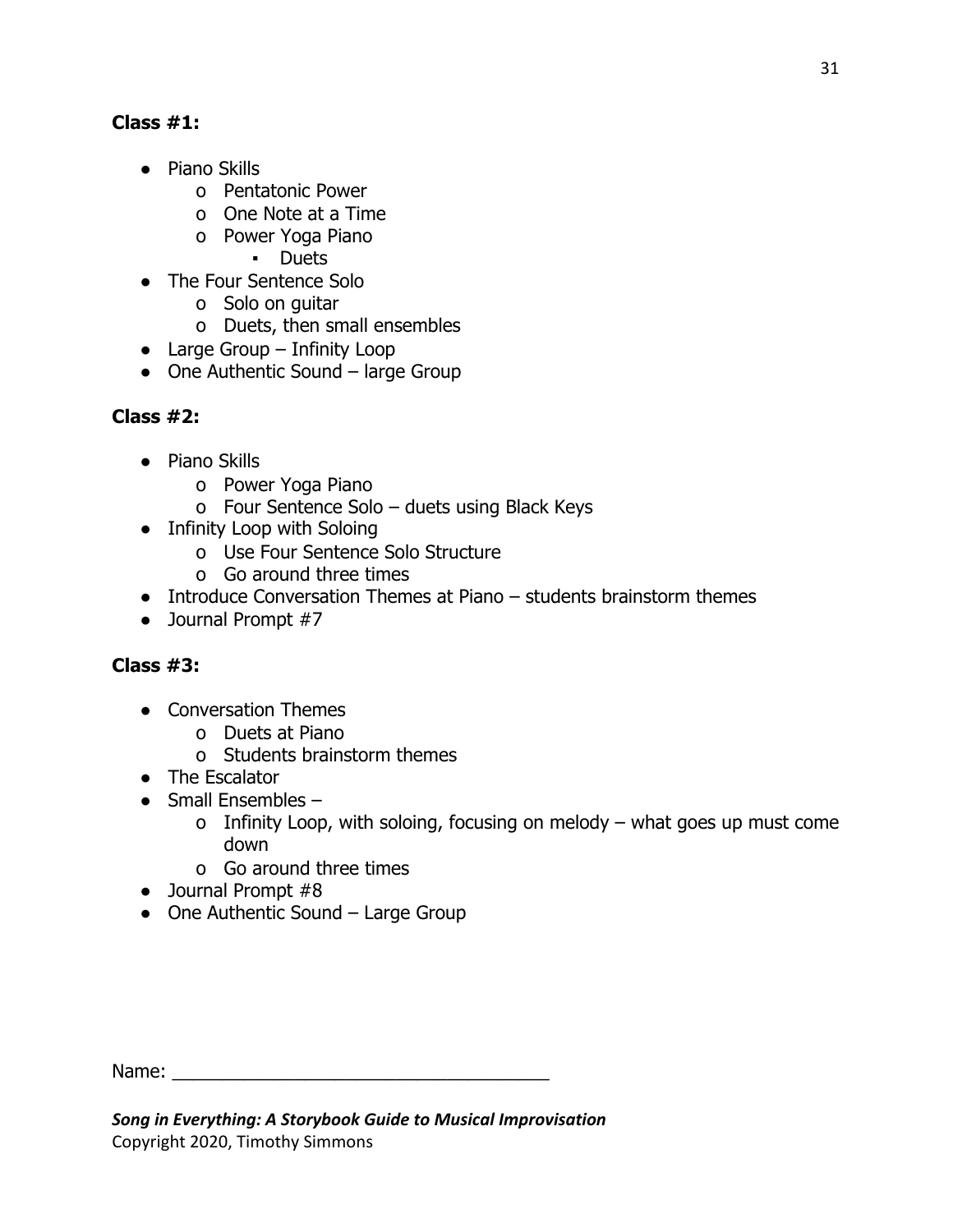**Class #1:**

- Piano Skills
  - Pentatonic Power
  - One Note at a Time
  - Power Yoga Piano
    - Duets
- The Four Sentence Solo
  - Solo on guitar
  - Duets, then small ensembles
- Large Group – Infinity Loop
- One Authentic Sound – large Group

**Class #2:**

- Piano Skills
  - Power Yoga Piano
  - Four Sentence Solo – duets using Black Keys
- Infinity Loop with Soloing
  - Use Four Sentence Solo Structure
  - Go around three times
- Introduce Conversation Themes at Piano – students brainstorm themes
- Journal Prompt #7

**Class #3:**

- Conversation Themes
  - Duets at Piano
  - Students brainstorm themes
- The Escalator
- Small Ensembles –
  - Infinity Loop, with soloing, focusing on melody – what goes up must come down
  - Go around three times
- Journal Prompt #8
- One Authentic Sound – Large Group

Name: ___________________________________

***Song in Everything: A Storybook Guide to Musical Improvisation***
Copyright 2020, Timothy Simmons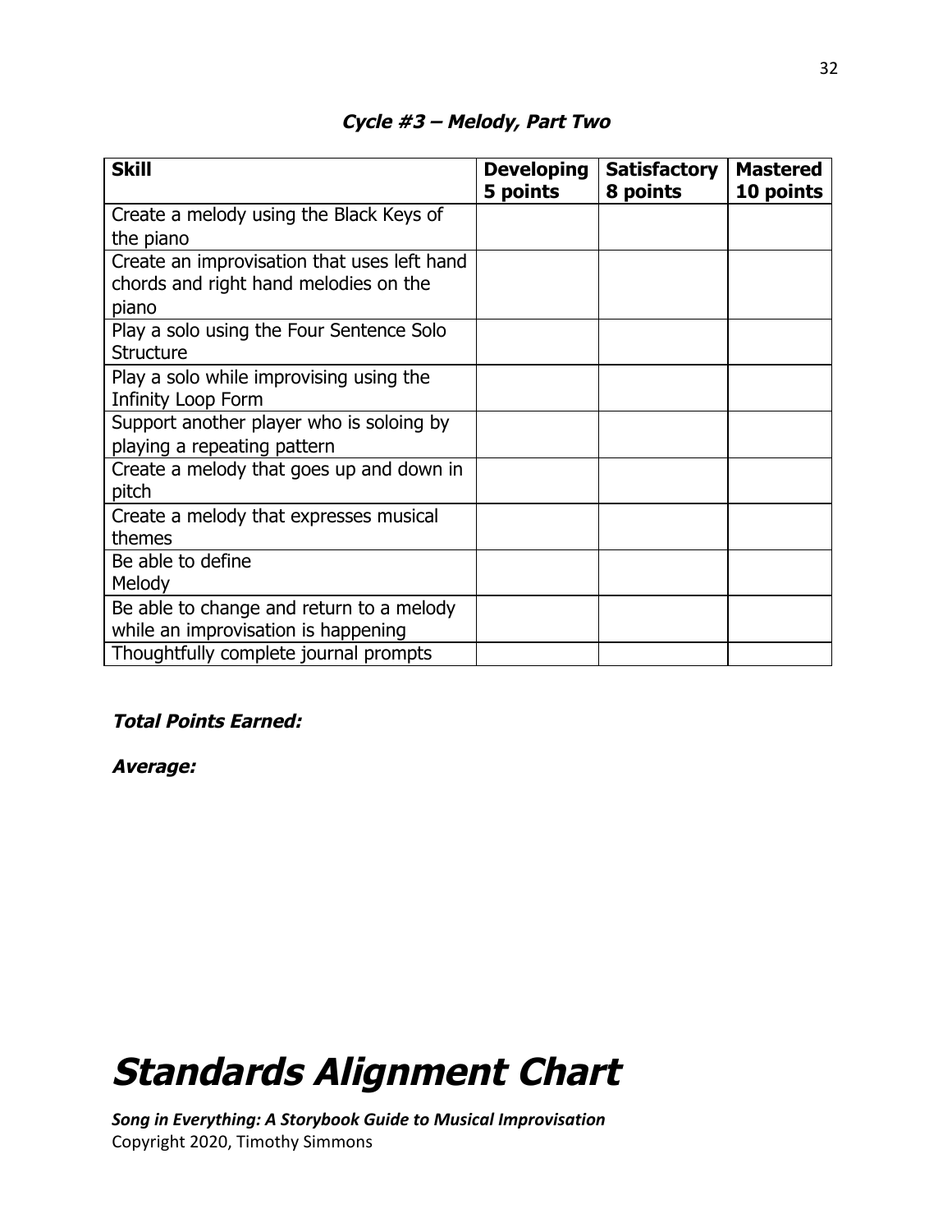### *Cycle #3 – Melody, Part Two*

| **Skill** | **Developing 5 points** | **Satisfactory 8 points** | **Mastered 10 points** |
|---|---|---|---|
| Create a melody using the Black Keys of the piano | | | |
| Create an improvisation that uses left hand chords and right hand melodies on the piano | | | |
| Play a solo using the Four Sentence Solo Structure | | | |
| Play a solo while improvising using the Infinity Loop Form | | | |
| Support another player who is soloing by playing a repeating pattern | | | |
| Create a melody that goes up and down in pitch | | | |
| Create a melody that expresses musical themes | | | |
| Be able to define Melody | | | |
| Be able to change and return to a melody while an improvisation is happening | | | |
| Thoughtfully complete journal prompts | | | |

***Total Points Earned:***

***Average:***

# *Standards Alignment Chart*

***Song in Everything: A Storybook Guide to Musical Improvisation***
Copyright 2020, Timothy Simmons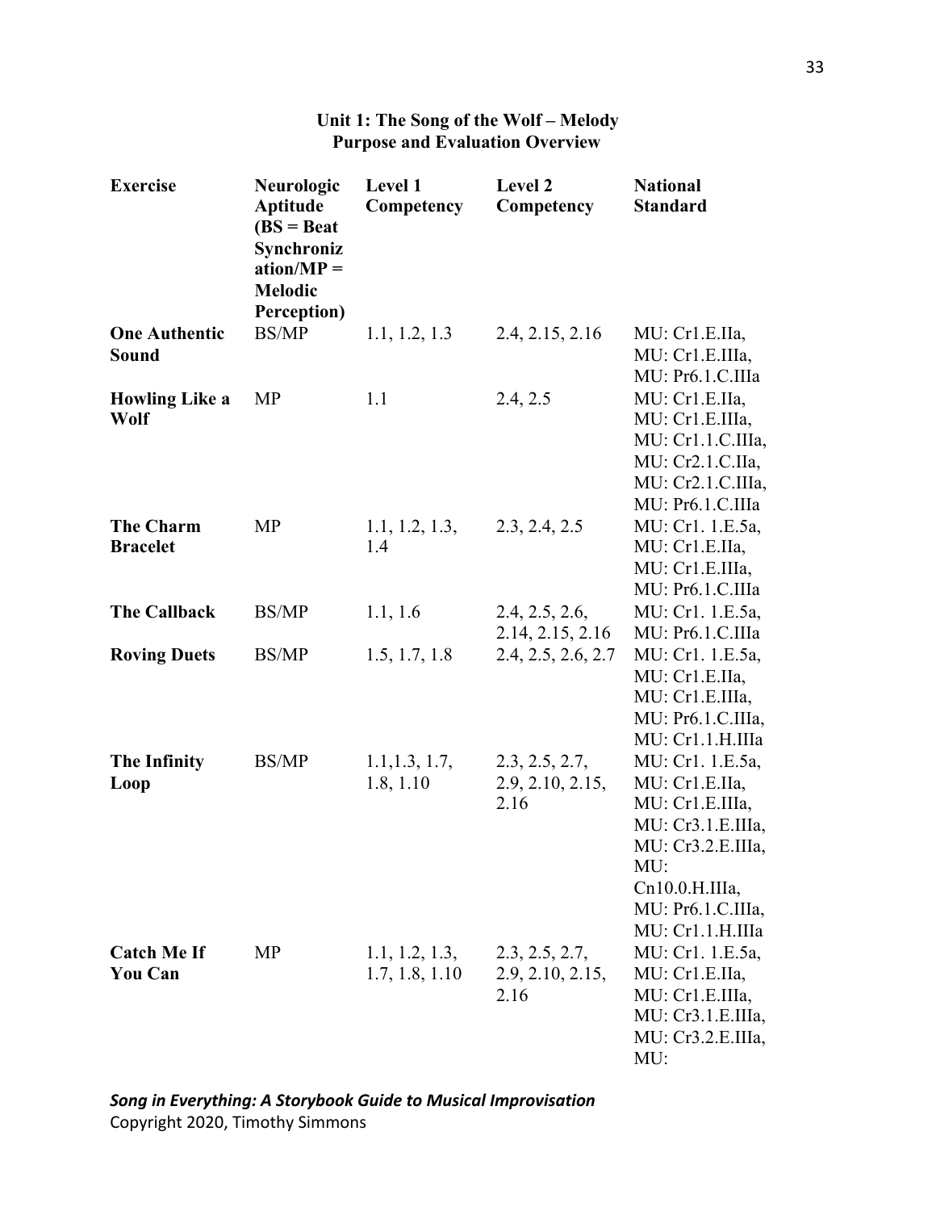## Unit 1: The Song of the Wolf – Melody
## Purpose and Evaluation Overview

| Exercise | Neurologic Aptitude (BS = Beat Synchronization/MP = Melodic Perception) | Level 1 Competency | Level 2 Competency | National Standard |
|---|---|---|---|---|
| **One Authentic Sound** | BS/MP | 1.1, 1.2, 1.3 | 2.4, 2.15, 2.16 | MU: Cr1.E.IIa, MU: Cr1.E.IIIa, MU: Pr6.1.C.IIIa |
| **Howling Like a Wolf** | MP | 1.1 | 2.4, 2.5 | MU: Cr1.E.IIa, MU: Cr1.E.IIIa, MU: Cr1.1.C.IIIa, MU: Cr2.1.C.IIa, MU: Cr2.1.C.IIIa, MU: Pr6.1.C.IIIa |
| **The Charm Bracelet** | MP | 1.1, 1.2, 1.3, 1.4 | 2.3, 2.4, 2.5 | MU: Cr1. 1.E.5a, MU: Cr1.E.IIa, MU: Cr1.E.IIIa, MU: Pr6.1.C.IIIa |
| **The Callback** | BS/MP | 1.1, 1.6 | 2.4, 2.5, 2.6, 2.14, 2.15, 2.16 | MU: Cr1. 1.E.5a, MU: Pr6.1.C.IIIa |
| **Roving Duets** | BS/MP | 1.5, 1.7, 1.8 | 2.4, 2.5, 2.6, 2.7 | MU: Cr1. 1.E.5a, MU: Cr1.E.IIa, MU: Cr1.E.IIIa, MU: Pr6.1.C.IIIa, MU: Cr1.1.H.IIIa |
| **The Infinity Loop** | BS/MP | 1.1,1.3, 1.7, 1.8, 1.10 | 2.3, 2.5, 2.7, 2.9, 2.10, 2.15, 2.16 | MU: Cr1. 1.E.5a, MU: Cr1.E.IIa, MU: Cr1.E.IIIa, MU: Cr3.1.E.IIIa, MU: Cr3.2.E.IIIa, MU: Cn10.0.H.IIIa, MU: Pr6.1.C.IIIa, MU: Cr1.1.H.IIIa |
| **Catch Me If You Can** | MP | 1.1, 1.2, 1.3, 1.7, 1.8, 1.10 | 2.3, 2.5, 2.7, 2.9, 2.10, 2.15, 2.16 | MU: Cr1. 1.E.5a, MU: Cr1.E.IIa, MU: Cr1.E.IIIa, MU: Cr3.1.E.IIIa, MU: Cr3.2.E.IIIa, MU: |

***Song in Everything: A Storybook Guide to Musical Improvisation***
Copyright 2020, Timothy Simmons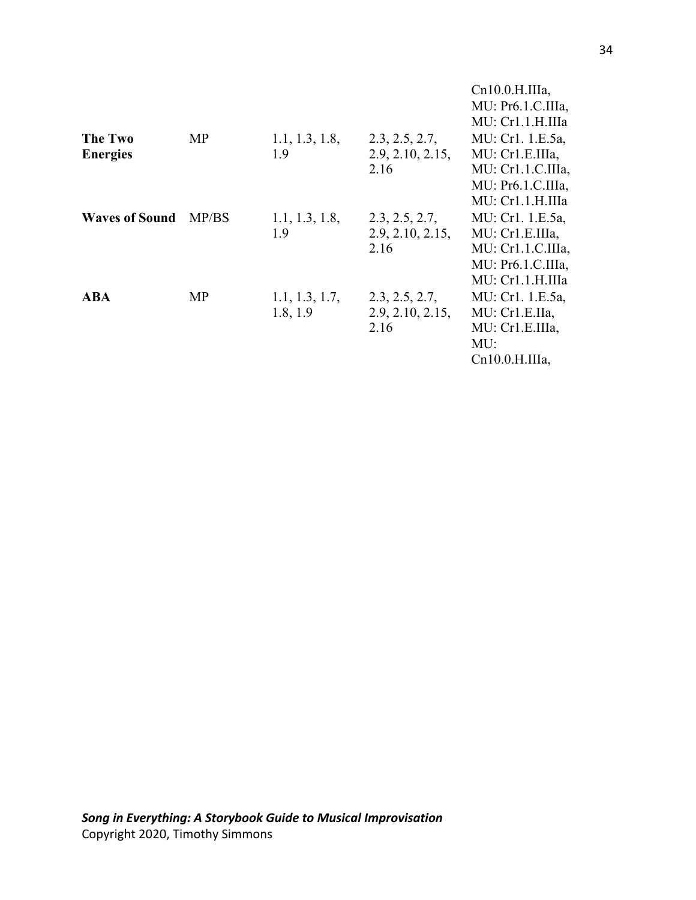| | | | | |
|---|---|---|---|---|
| | | | | Cn10.0.H.IIIa, MU: Pr6.1.C.IIIa, MU: Cr1.1.H.IIIa |
| **The Two Energies** | MP | 1.1, 1.3, 1.8, 1.9 | 2.3, 2.5, 2.7, 2.9, 2.10, 2.15, 2.16 | MU: Cr1. 1.E.5a, MU: Cr1.E.IIIa, MU: Cr1.1.C.IIIa, MU: Pr6.1.C.IIIa, MU: Cr1.1.H.IIIa |
| **Waves of Sound** | MP/BS | 1.1, 1.3, 1.8, 1.9 | 2.3, 2.5, 2.7, 2.9, 2.10, 2.15, 2.16 | MU: Cr1. 1.E.5a, MU: Cr1.E.IIIa, MU: Cr1.1.C.IIIa, MU: Pr6.1.C.IIIa, MU: Cr1.1.H.IIIa |
| **ABA** | MP | 1.1, 1.3, 1.7, 1.8, 1.9 | 2.3, 2.5, 2.7, 2.9, 2.10, 2.15, 2.16 | MU: Cr1. 1.E.5a, MU: Cr1.E.IIa, MU: Cr1.E.IIIa, MU: Cn10.0.H.IIIa, |

***Song in Everything: A Storybook Guide to Musical Improvisation***
Copyright 2020, Timothy Simmons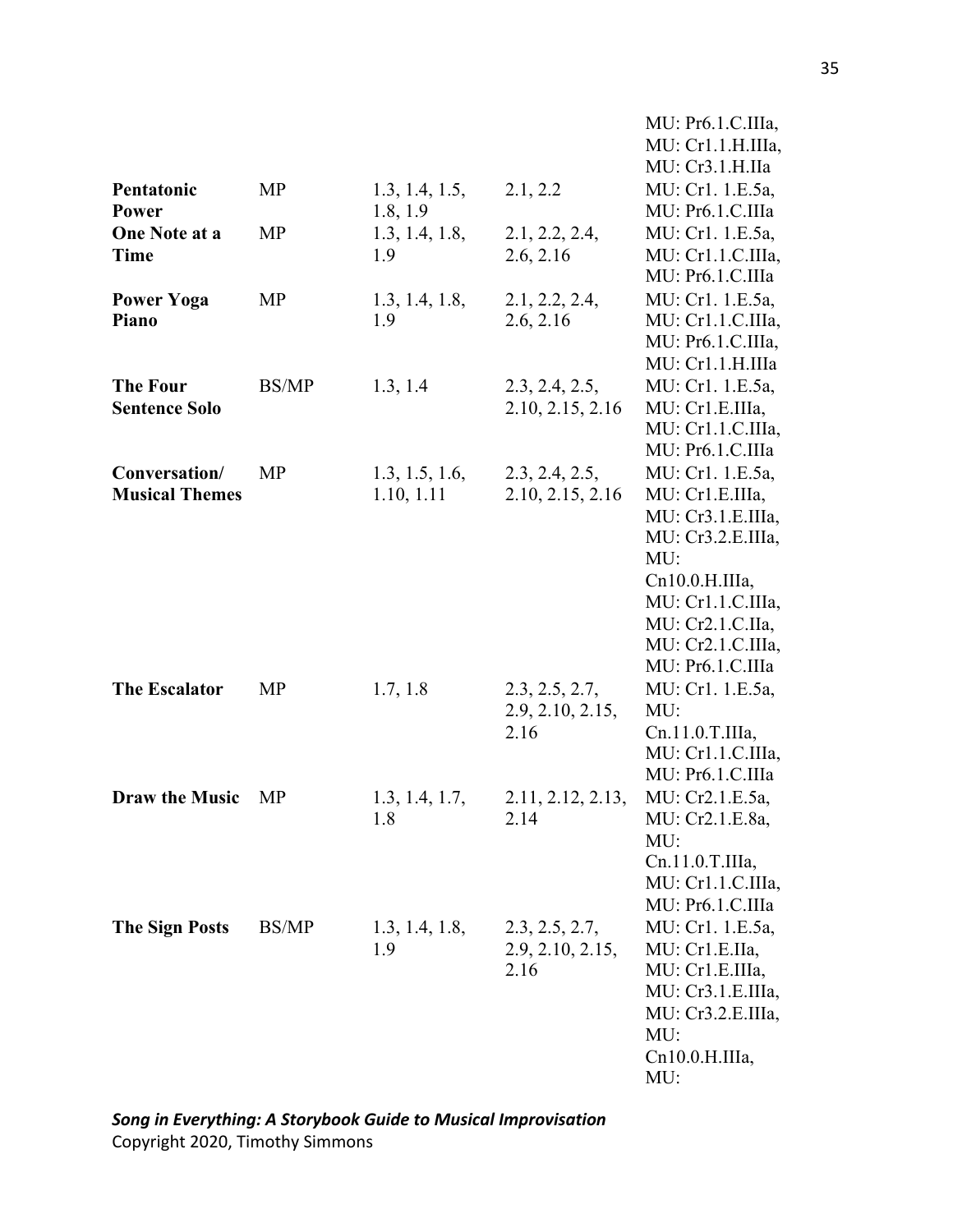| | | | | |
|---|---|---|---|---|
| | | | | MU: Pr6.1.C.IIIa, MU: Cr1.1.H.IIIa, MU: Cr3.1.H.IIa |
| **Pentatonic Power** | MP | 1.3, 1.4, 1.5, 1.8, 1.9 | 2.1, 2.2 | MU: Cr1. 1.E.5a, MU: Pr6.1.C.IIIa |
| **One Note at a Time** | MP | 1.3, 1.4, 1.8, 1.9 | 2.1, 2.2, 2.4, 2.6, 2.16 | MU: Cr1. 1.E.5a, MU: Cr1.1.C.IIIa, MU: Pr6.1.C.IIIa |
| **Power Yoga Piano** | MP | 1.3, 1.4, 1.8, 1.9 | 2.1, 2.2, 2.4, 2.6, 2.16 | MU: Cr1. 1.E.5a, MU: Cr1.1.C.IIIa, MU: Pr6.1.C.IIIa, MU: Cr1.1.H.IIIa |
| **The Four Sentence Solo** | BS/MP | 1.3, 1.4 | 2.3, 2.4, 2.5, 2.10, 2.15, 2.16 | MU: Cr1. 1.E.5a, MU: Cr1.E.IIIa, MU: Cr1.1.C.IIIa, MU: Pr6.1.C.IIIa |
| **Conversation/ Musical Themes** | MP | 1.3, 1.5, 1.6, 1.10, 1.11 | 2.3, 2.4, 2.5, 2.10, 2.15, 2.16 | MU: Cr1. 1.E.5a, MU: Cr1.E.IIIa, MU: Cr3.1.E.IIIa, MU: Cr3.2.E.IIIa, MU: Cn10.0.H.IIIa, MU: Cr1.1.C.IIIa, MU: Cr2.1.C.IIa, MU: Cr2.1.C.IIIa, MU: Pr6.1.C.IIIa |
| **The Escalator** | MP | 1.7, 1.8 | 2.3, 2.5, 2.7, 2.9, 2.10, 2.15, 2.16 | MU: Cr1. 1.E.5a, MU: Cn.11.0.T.IIIa, MU: Cr1.1.C.IIIa, MU: Pr6.1.C.IIIa |
| **Draw the Music** | MP | 1.3, 1.4, 1.7, 1.8 | 2.11, 2.12, 2.13, 2.14 | MU: Cr2.1.E.5a, MU: Cr2.1.E.8a, MU: Cn.11.0.T.IIIa, MU: Cr1.1.C.IIIa, MU: Pr6.1.C.IIIa |
| **The Sign Posts** | BS/MP | 1.3, 1.4, 1.8, 1.9 | 2.3, 2.5, 2.7, 2.9, 2.10, 2.15, 2.16 | MU: Cr1. 1.E.5a, MU: Cr1.E.IIa, MU: Cr1.E.IIIa, MU: Cr3.1.E.IIIa, MU: Cr3.2.E.IIIa, MU: Cn10.0.H.IIIa, MU: |

***Song in Everything: A Storybook Guide to Musical Improvisation***
Copyright 2020, Timothy Simmons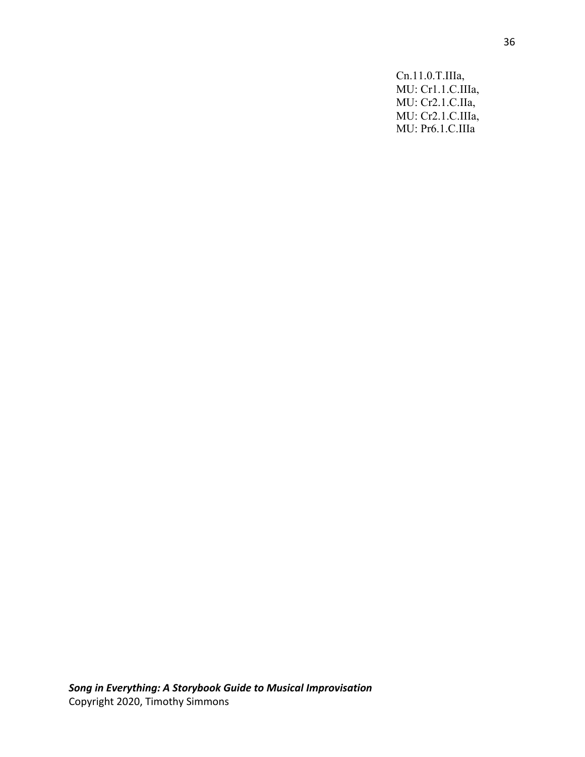Cn.11.0.T.IIIa,
MU: Cr1.1.C.IIIa,
MU: Cr2.1.C.IIa,
MU: Cr2.1.C.IIIa,
MU: Pr6.1.C.IIIa